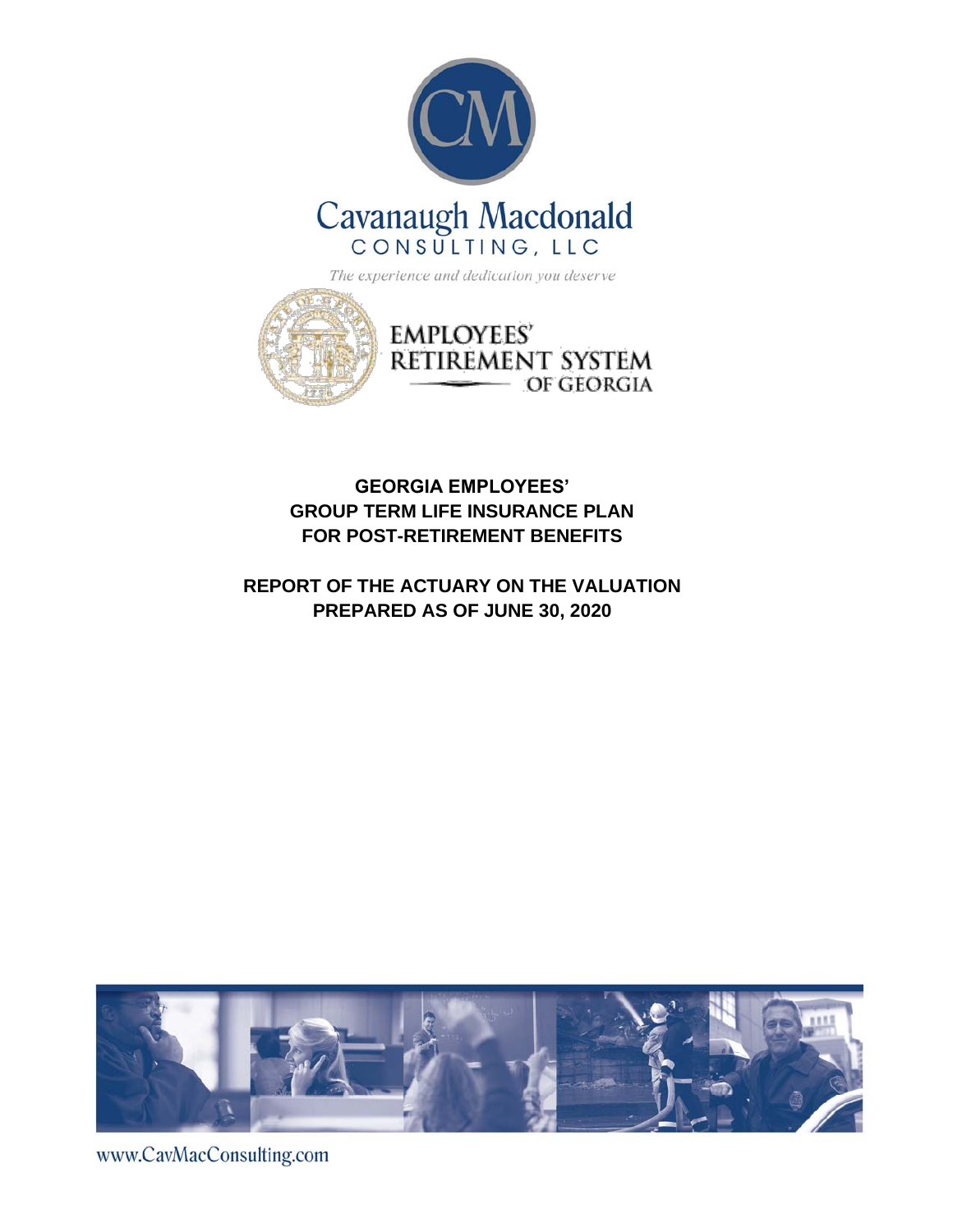Cavanaugh Macdonald
CONSULTING, LLC

*The experience and dedication you deserve*

EMPLOYEES' RETIREMENT SYSTEM OF GEORGIA

**GEORGIA EMPLOYEES' GROUP TERM LIFE INSURANCE PLAN FOR POST-RETIREMENT BENEFITS**

**REPORT OF THE ACTUARY ON THE VALUATION PREPARED AS OF JUNE 30, 2020**

www.CavMacConsulting.com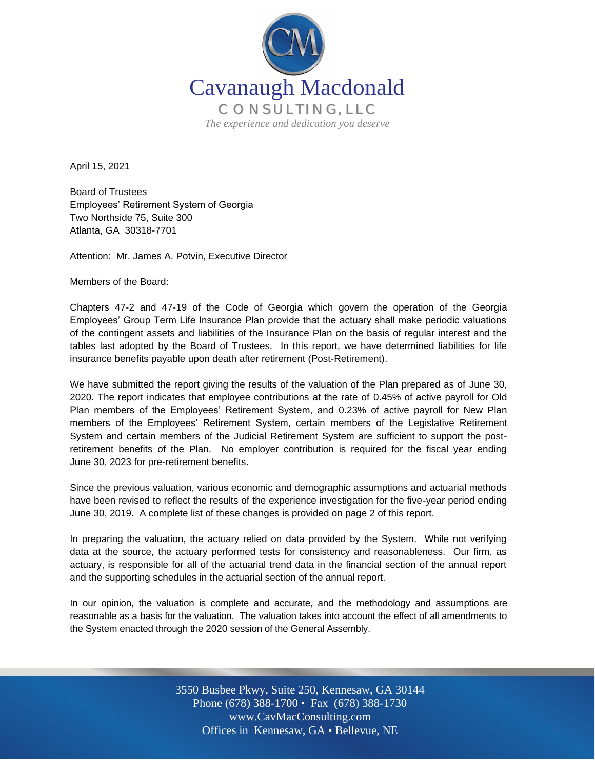Cavanaugh Macdonald

CONSULTING, LLC

*The experience and dedication you deserve*

April 15, 2021

Board of Trustees
Employees' Retirement System of Georgia
Two Northside 75, Suite 300
Atlanta, GA 30318-7701

Attention: Mr. James A. Potvin, Executive Director

Members of the Board:

Chapters 47-2 and 47-19 of the Code of Georgia which govern the operation of the Georgia Employees' Group Term Life Insurance Plan provide that the actuary shall make periodic valuations of the contingent assets and liabilities of the Insurance Plan on the basis of regular interest and the tables last adopted by the Board of Trustees. In this report, we have determined liabilities for life insurance benefits payable upon death after retirement (Post-Retirement).

We have submitted the report giving the results of the valuation of the Plan prepared as of June 30, 2020. The report indicates that employee contributions at the rate of 0.45% of active payroll for Old Plan members of the Employees' Retirement System, and 0.23% of active payroll for New Plan members of the Employees' Retirement System, certain members of the Legislative Retirement System and certain members of the Judicial Retirement System are sufficient to support the post-retirement benefits of the Plan. No employer contribution is required for the fiscal year ending June 30, 2023 for pre-retirement benefits.

Since the previous valuation, various economic and demographic assumptions and actuarial methods have been revised to reflect the results of the experience investigation for the five-year period ending June 30, 2019. A complete list of these changes is provided on page 2 of this report.

In preparing the valuation, the actuary relied on data provided by the System. While not verifying data at the source, the actuary performed tests for consistency and reasonableness. Our firm, as actuary, is responsible for all of the actuarial trend data in the financial section of the annual report and the supporting schedules in the actuarial section of the annual report.

In our opinion, the valuation is complete and accurate, and the methodology and assumptions are reasonable as a basis for the valuation. The valuation takes into account the effect of all amendments to the System enacted through the 2020 session of the General Assembly.

3550 Busbee Pkwy, Suite 250, Kennesaw, GA 30144
Phone (678) 388-1700 • Fax (678) 388-1730
www.CavMacConsulting.com
Offices in Kennesaw, GA • Bellevue, NE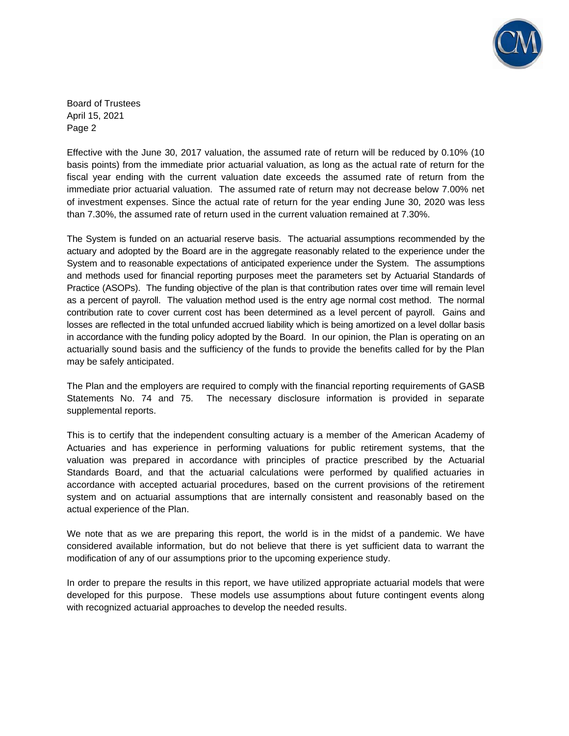Board of Trustees
April 15, 2021
Page 2

Effective with the June 30, 2017 valuation, the assumed rate of return will be reduced by 0.10% (10 basis points) from the immediate prior actuarial valuation, as long as the actual rate of return for the fiscal year ending with the current valuation date exceeds the assumed rate of return from the immediate prior actuarial valuation. The assumed rate of return may not decrease below 7.00% net of investment expenses. Since the actual rate of return for the year ending June 30, 2020 was less than 7.30%, the assumed rate of return used in the current valuation remained at 7.30%.

The System is funded on an actuarial reserve basis. The actuarial assumptions recommended by the actuary and adopted by the Board are in the aggregate reasonably related to the experience under the System and to reasonable expectations of anticipated experience under the System. The assumptions and methods used for financial reporting purposes meet the parameters set by Actuarial Standards of Practice (ASOPs). The funding objective of the plan is that contribution rates over time will remain level as a percent of payroll. The valuation method used is the entry age normal cost method. The normal contribution rate to cover current cost has been determined as a level percent of payroll. Gains and losses are reflected in the total unfunded accrued liability which is being amortized on a level dollar basis in accordance with the funding policy adopted by the Board. In our opinion, the Plan is operating on an actuarially sound basis and the sufficiency of the funds to provide the benefits called for by the Plan may be safely anticipated.

The Plan and the employers are required to comply with the financial reporting requirements of GASB Statements No. 74 and 75. The necessary disclosure information is provided in separate supplemental reports.

This is to certify that the independent consulting actuary is a member of the American Academy of Actuaries and has experience in performing valuations for public retirement systems, that the valuation was prepared in accordance with principles of practice prescribed by the Actuarial Standards Board, and that the actuarial calculations were performed by qualified actuaries in accordance with accepted actuarial procedures, based on the current provisions of the retirement system and on actuarial assumptions that are internally consistent and reasonably based on the actual experience of the Plan.

We note that as we are preparing this report, the world is in the midst of a pandemic. We have considered available information, but do not believe that there is yet sufficient data to warrant the modification of any of our assumptions prior to the upcoming experience study.

In order to prepare the results in this report, we have utilized appropriate actuarial models that were developed for this purpose. These models use assumptions about future contingent events along with recognized actuarial approaches to develop the needed results.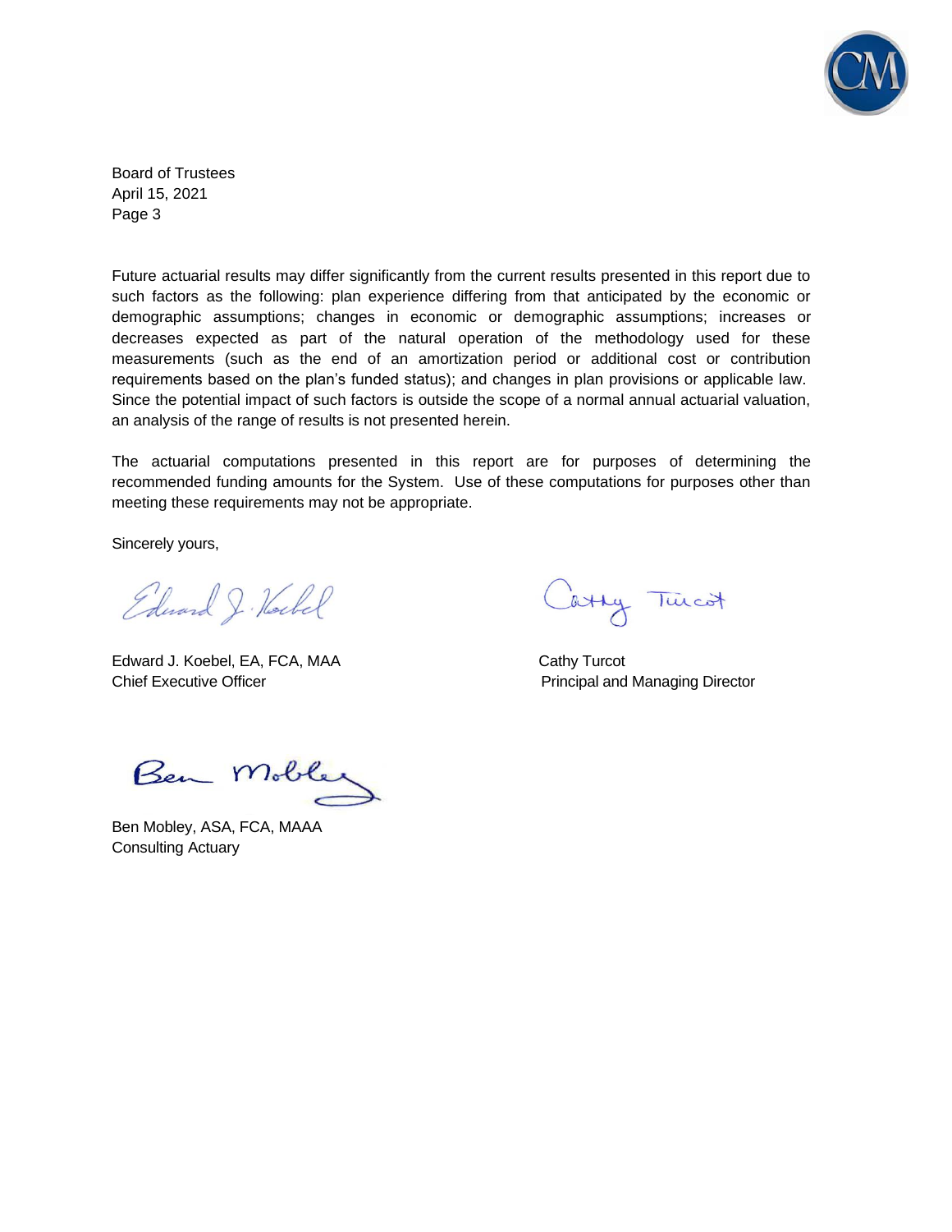Board of Trustees
April 15, 2021
Page 3

Future actuarial results may differ significantly from the current results presented in this report due to such factors as the following: plan experience differing from that anticipated by the economic or demographic assumptions; changes in economic or demographic assumptions; increases or decreases expected as part of the natural operation of the methodology used for these measurements (such as the end of an amortization period or additional cost or contribution requirements based on the plan's funded status); and changes in plan provisions or applicable law. Since the potential impact of such factors is outside the scope of a normal annual actuarial valuation, an analysis of the range of results is not presented herein.

The actuarial computations presented in this report are for purposes of determining the recommended funding amounts for the System. Use of these computations for purposes other than meeting these requirements may not be appropriate.

Sincerely yours,

Edward J. Koebel, EA, FCA, MAA
Chief Executive Officer

Cathy Turcot
Principal and Managing Director

Ben Mobley, ASA, FCA, MAAA
Consulting Actuary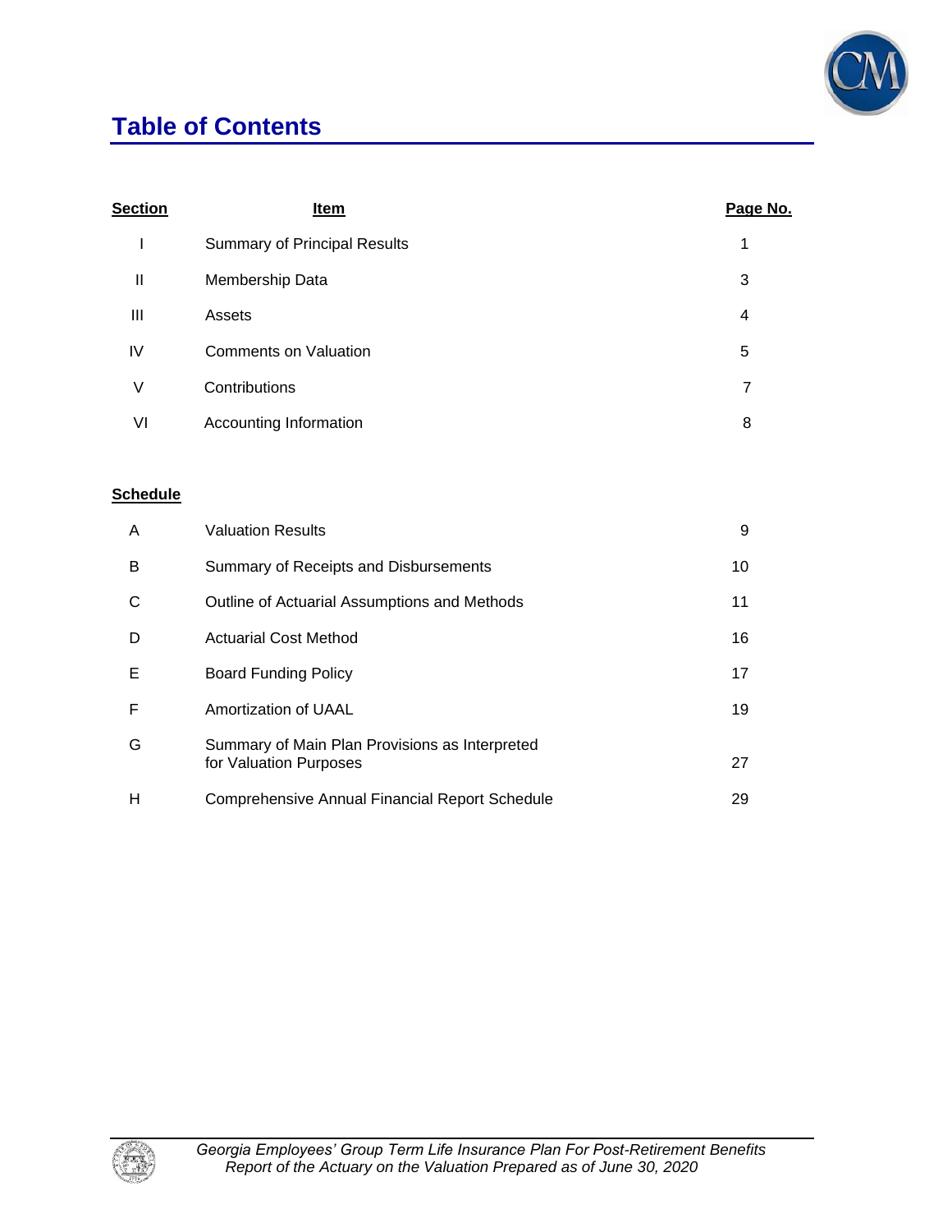# Table of Contents

| Section | Item | Page No. |
|---|---|---|
| I | Summary of Principal Results | 1 |
| II | Membership Data | 3 |
| III | Assets | 4 |
| IV | Comments on Valuation | 5 |
| V | Contributions | 7 |
| VI | Accounting Information | 8 |

| Schedule | | |
|---|---|---|
| A | Valuation Results | 9 |
| B | Summary of Receipts and Disbursements | 10 |
| C | Outline of Actuarial Assumptions and Methods | 11 |
| D | Actuarial Cost Method | 16 |
| E | Board Funding Policy | 17 |
| F | Amortization of UAAL | 19 |
| G | Summary of Main Plan Provisions as Interpreted for Valuation Purposes | 27 |
| H | Comprehensive Annual Financial Report Schedule | 29 |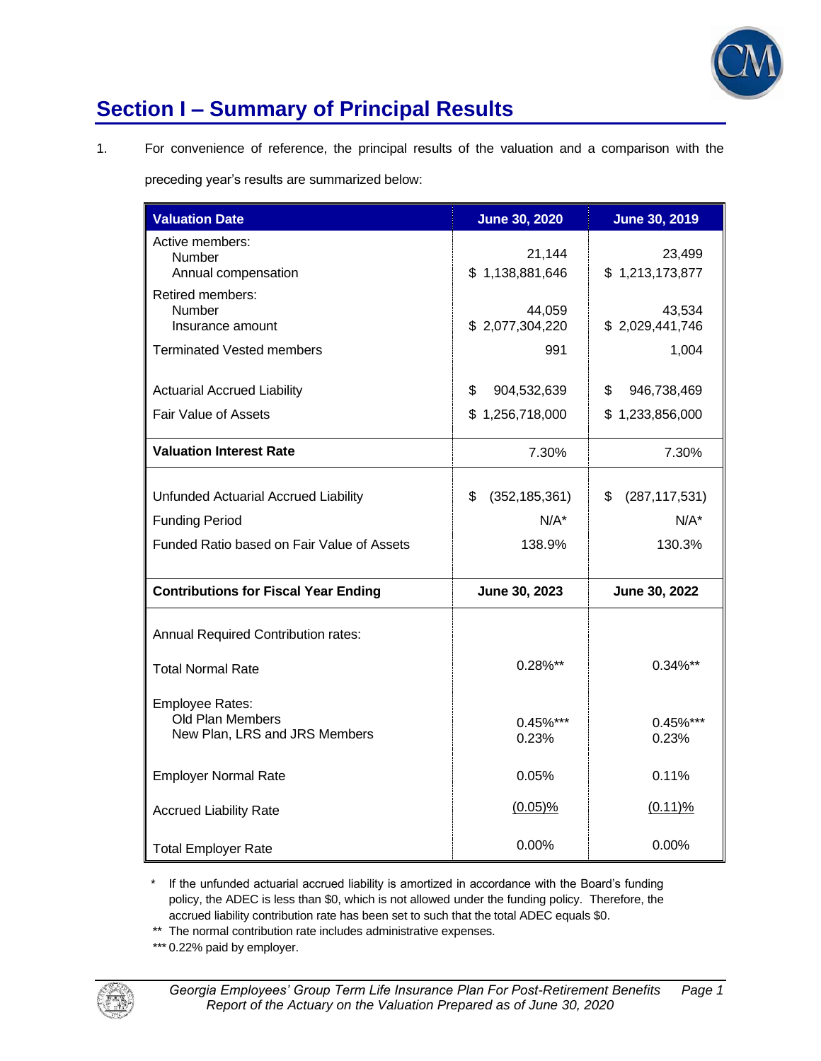## Section I – Summary of Principal Results

1. For convenience of reference, the principal results of the valuation and a comparison with the preceding year's results are summarized below:

| Valuation Date | June 30, 2020 | June 30, 2019 |
|---|---|---|
| Active members: | | |
| Number | 21,144 | 23,499 |
| Annual compensation | $ 1,138,881,646 | $ 1,213,173,877 |
| Retired members: | | |
| Number | 44,059 | 43,534 |
| Insurance amount | $ 2,077,304,220 | $ 2,029,441,746 |
| Terminated Vested members | 991 | 1,004 |
| Actuarial Accrued Liability | $ 904,532,639 | $ 946,738,469 |
| Fair Value of Assets | $ 1,256,718,000 | $ 1,233,856,000 |
| **Valuation Interest Rate** | 7.30% | 7.30% |
| Unfunded Actuarial Accrued Liability | $ (352,185,361) | $ (287,117,531) |
| Funding Period | N/A* | N/A* |
| Funded Ratio based on Fair Value of Assets | 138.9% | 130.3% |
| **Contributions for Fiscal Year Ending** | **June 30, 2023** | **June 30, 2022** |
| Annual Required Contribution rates: | | |
| Total Normal Rate | 0.28%** | 0.34%** |
| Employee Rates: | | |
| Old Plan Members | 0.45%*** | 0.45%*** |
| New Plan, LRS and JRS Members | 0.23% | 0.23% |
| Employer Normal Rate | 0.05% | 0.11% |
| Accrued Liability Rate | (0.05)% | (0.11)% |
| Total Employer Rate | 0.00% | 0.00% |

\* If the unfunded actuarial accrued liability is amortized in accordance with the Board's funding policy, the ADEC is less than $0, which is not allowed under the funding policy. Therefore, the accrued liability contribution rate has been set to such that the total ADEC equals $0.

** The normal contribution rate includes administrative expenses.

*** 0.22% paid by employer.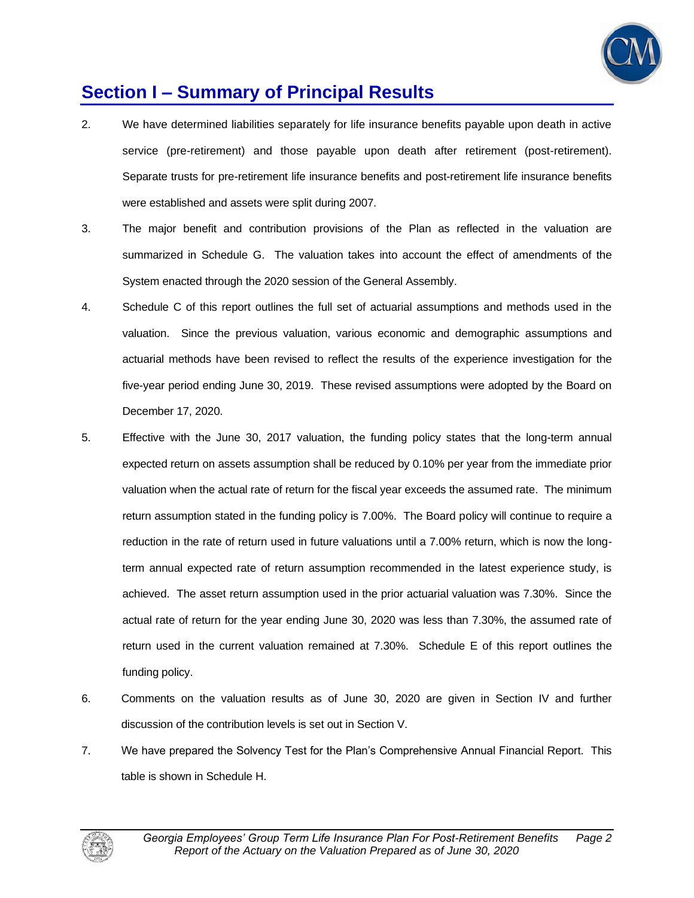# Section I – Summary of Principal Results

2. We have determined liabilities separately for life insurance benefits payable upon death in active service (pre-retirement) and those payable upon death after retirement (post-retirement). Separate trusts for pre-retirement life insurance benefits and post-retirement life insurance benefits were established and assets were split during 2007.

3. The major benefit and contribution provisions of the Plan as reflected in the valuation are summarized in Schedule G. The valuation takes into account the effect of amendments of the System enacted through the 2020 session of the General Assembly.

4. Schedule C of this report outlines the full set of actuarial assumptions and methods used in the valuation. Since the previous valuation, various economic and demographic assumptions and actuarial methods have been revised to reflect the results of the experience investigation for the five-year period ending June 30, 2019. These revised assumptions were adopted by the Board on December 17, 2020.

5. Effective with the June 30, 2017 valuation, the funding policy states that the long-term annual expected return on assets assumption shall be reduced by 0.10% per year from the immediate prior valuation when the actual rate of return for the fiscal year exceeds the assumed rate. The minimum return assumption stated in the funding policy is 7.00%. The Board policy will continue to require a reduction in the rate of return used in future valuations until a 7.00% return, which is now the long-term annual expected rate of return assumption recommended in the latest experience study, is achieved. The asset return assumption used in the prior actuarial valuation was 7.30%. Since the actual rate of return for the year ending June 30, 2020 was less than 7.30%, the assumed rate of return used in the current valuation remained at 7.30%. Schedule E of this report outlines the funding policy.

6. Comments on the valuation results as of June 30, 2020 are given in Section IV and further discussion of the contribution levels is set out in Section V.

7. We have prepared the Solvency Test for the Plan's Comprehensive Annual Financial Report. This table is shown in Schedule H.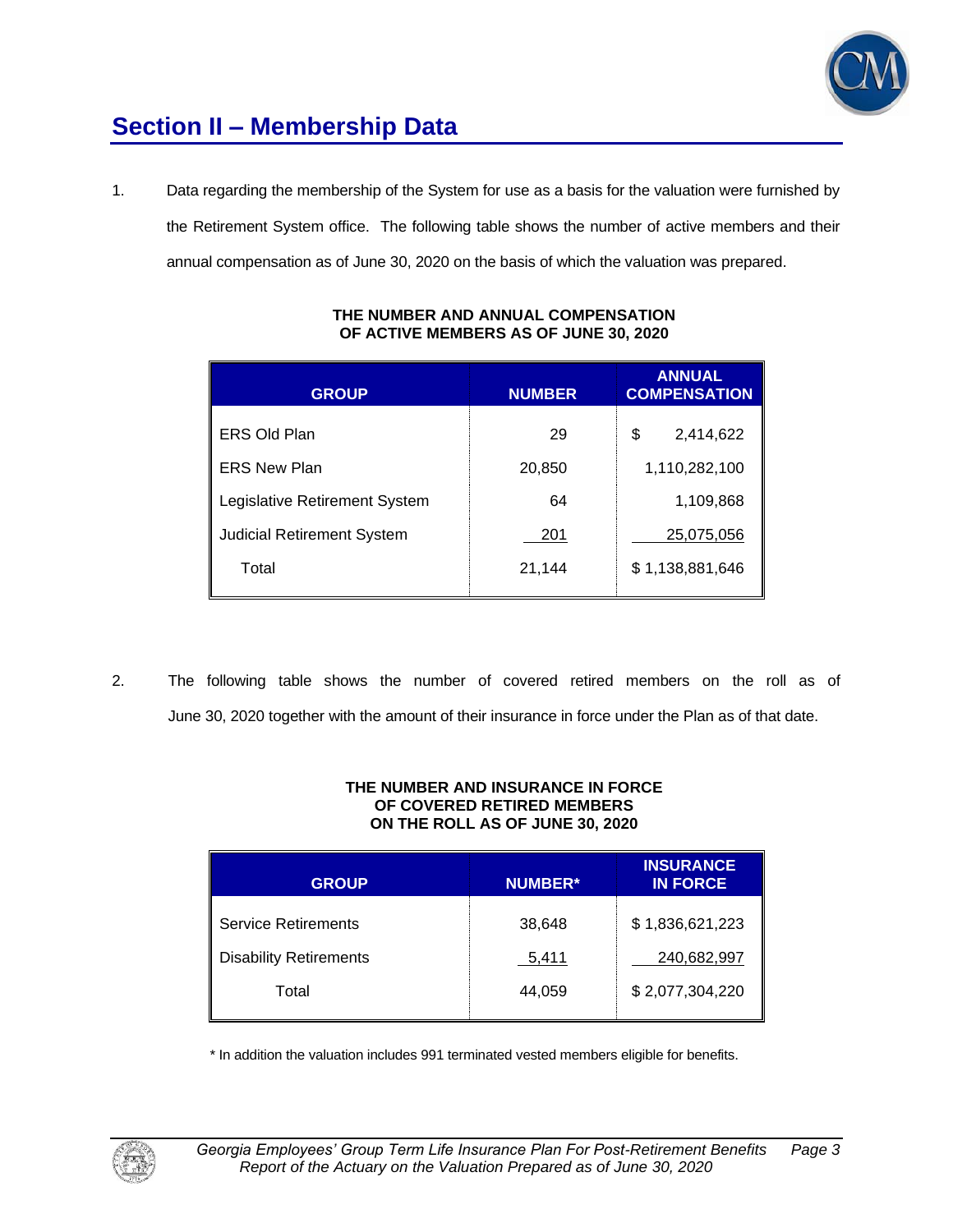# Section II – Membership Data

1. Data regarding the membership of the System for use as a basis for the valuation were furnished by the Retirement System office. The following table shows the number of active members and their annual compensation as of June 30, 2020 on the basis of which the valuation was prepared.

**THE NUMBER AND ANNUAL COMPENSATION OF ACTIVE MEMBERS AS OF JUNE 30, 2020**

| GROUP | NUMBER | ANNUAL COMPENSATION |
|---|---|---|
| ERS Old Plan | 29 | $ 2,414,622 |
| ERS New Plan | 20,850 | 1,110,282,100 |
| Legislative Retirement System | 64 | 1,109,868 |
| Judicial Retirement System | 201 | 25,075,056 |
| Total | 21,144 | $ 1,138,881,646 |

2. The following table shows the number of covered retired members on the roll as of June 30, 2020 together with the amount of their insurance in force under the Plan as of that date.

**THE NUMBER AND INSURANCE IN FORCE OF COVERED RETIRED MEMBERS ON THE ROLL AS OF JUNE 30, 2020**

| GROUP | NUMBER* | INSURANCE IN FORCE |
|---|---|---|
| Service Retirements | 38,648 | $ 1,836,621,223 |
| Disability Retirements | 5,411 | 240,682,997 |
| Total | 44,059 | $ 2,077,304,220 |

* In addition the valuation includes 991 terminated vested members eligible for benefits.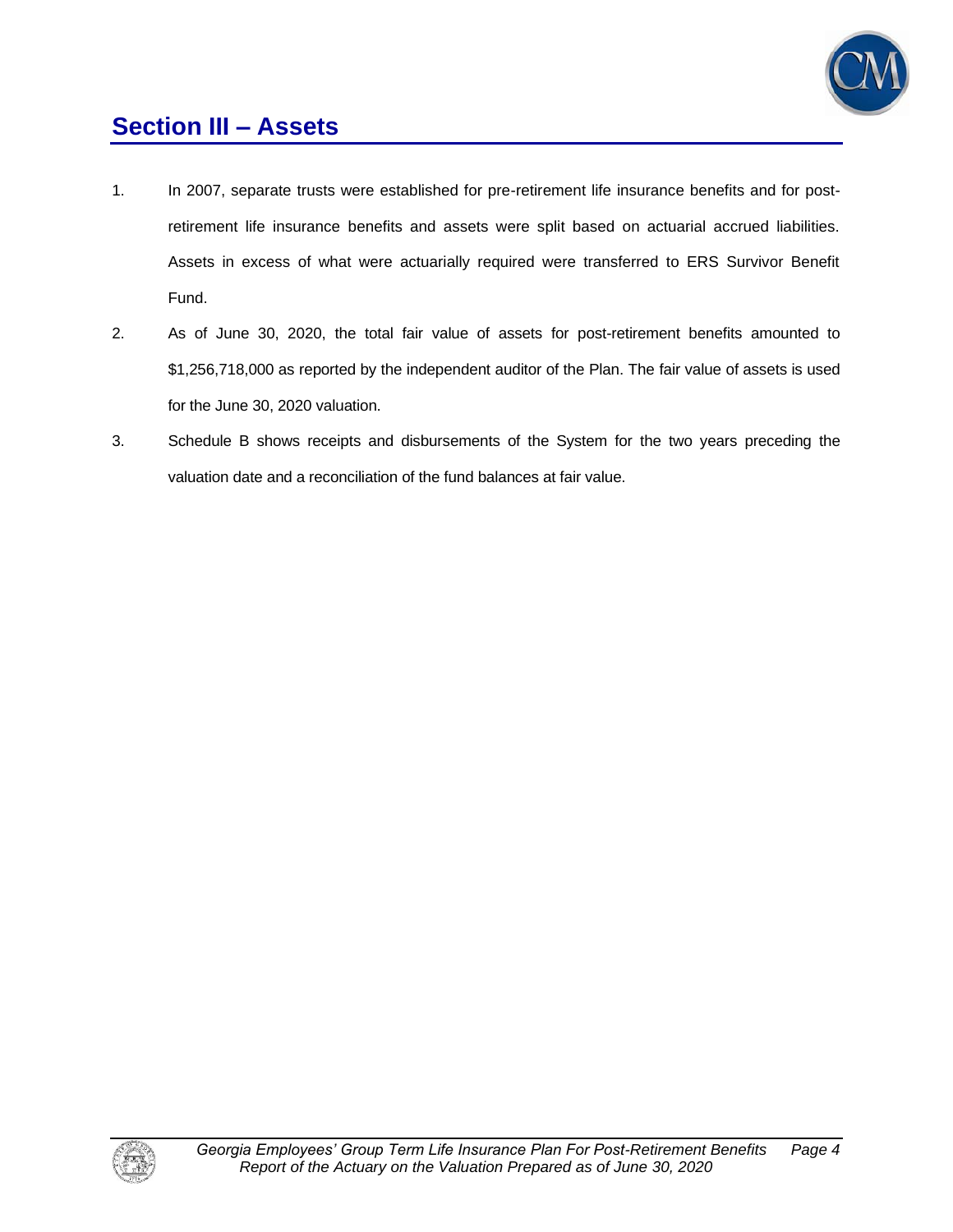## Section III – Assets

1. In 2007, separate trusts were established for pre-retirement life insurance benefits and for post-retirement life insurance benefits and assets were split based on actuarial accrued liabilities. Assets in excess of what were actuarially required were transferred to ERS Survivor Benefit Fund.

2. As of June 30, 2020, the total fair value of assets for post-retirement benefits amounted to $1,256,718,000 as reported by the independent auditor of the Plan. The fair value of assets is used for the June 30, 2020 valuation.

3. Schedule B shows receipts and disbursements of the System for the two years preceding the valuation date and a reconciliation of the fund balances at fair value.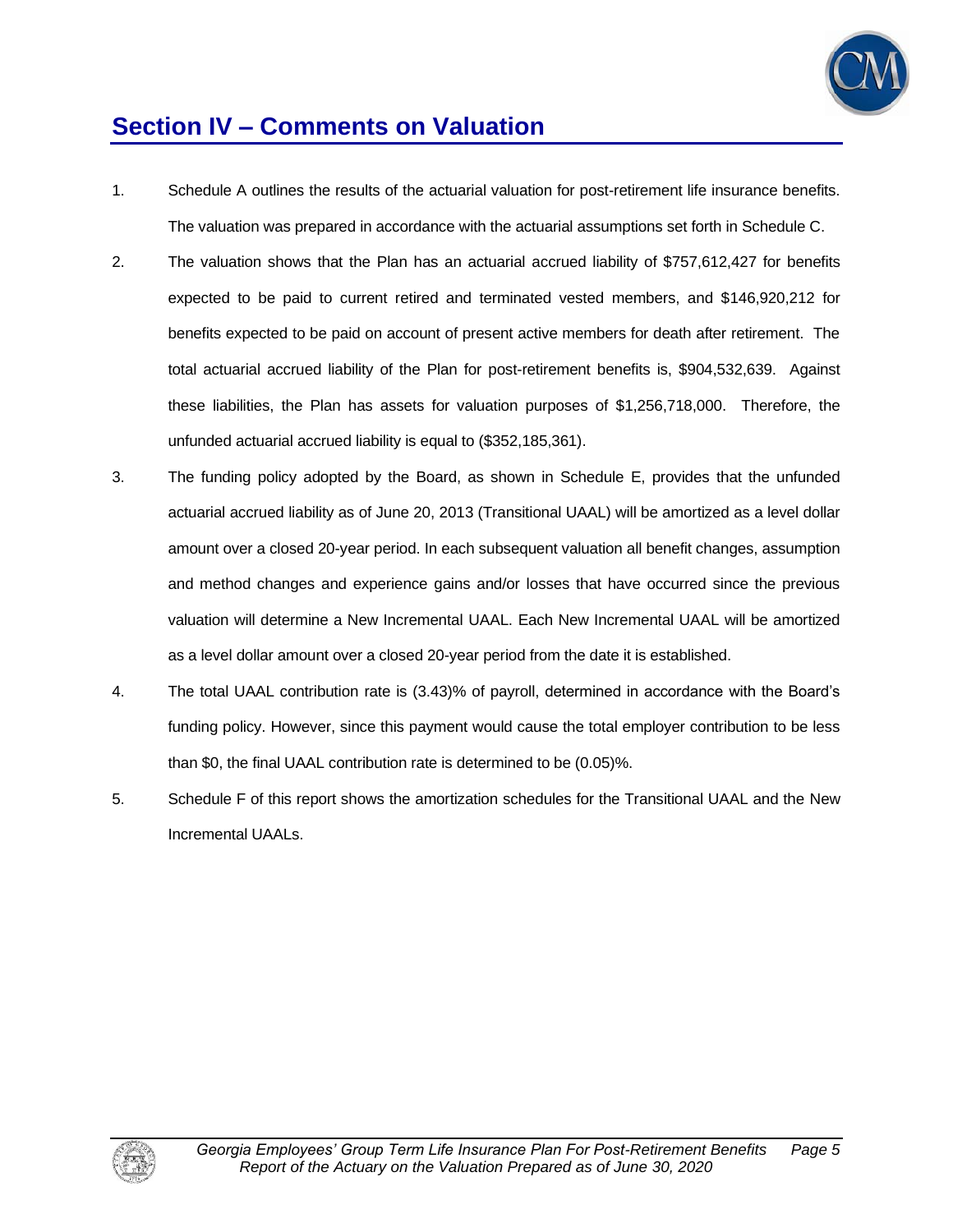# Section IV – Comments on Valuation

1. Schedule A outlines the results of the actuarial valuation for post-retirement life insurance benefits. The valuation was prepared in accordance with the actuarial assumptions set forth in Schedule C.

2. The valuation shows that the Plan has an actuarial accrued liability of $757,612,427 for benefits expected to be paid to current retired and terminated vested members, and $146,920,212 for benefits expected to be paid on account of present active members for death after retirement. The total actuarial accrued liability of the Plan for post-retirement benefits is, $904,532,639. Against these liabilities, the Plan has assets for valuation purposes of $1,256,718,000. Therefore, the unfunded actuarial accrued liability is equal to ($352,185,361).

3. The funding policy adopted by the Board, as shown in Schedule E, provides that the unfunded actuarial accrued liability as of June 20, 2013 (Transitional UAAL) will be amortized as a level dollar amount over a closed 20-year period. In each subsequent valuation all benefit changes, assumption and method changes and experience gains and/or losses that have occurred since the previous valuation will determine a New Incremental UAAL. Each New Incremental UAAL will be amortized as a level dollar amount over a closed 20-year period from the date it is established.

4. The total UAAL contribution rate is (3.43)% of payroll, determined in accordance with the Board's funding policy. However, since this payment would cause the total employer contribution to be less than $0, the final UAAL contribution rate is determined to be (0.05)%.

5. Schedule F of this report shows the amortization schedules for the Transitional UAAL and the New Incremental UAALs.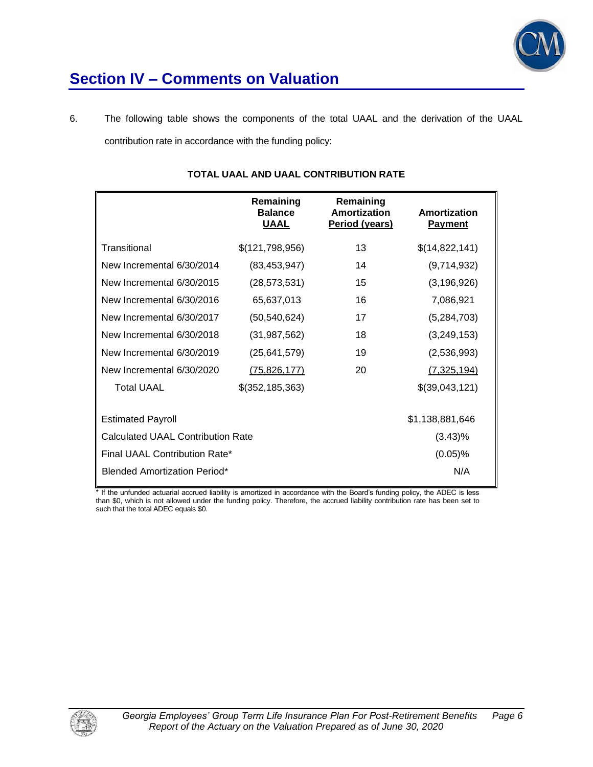## Section IV – Comments on Valuation

6. The following table shows the components of the total UAAL and the derivation of the UAAL contribution rate in accordance with the funding policy:

**TOTAL UAAL AND UAAL CONTRIBUTION RATE**

| | Remaining Balance UAAL | Remaining Amortization Period (years) | Amortization Payment |
|---|---|---|---|
| Transitional | $(121,798,956) | 13 | $(14,822,141) |
| New Incremental 6/30/2014 | (83,453,947) | 14 | (9,714,932) |
| New Incremental 6/30/2015 | (28,573,531) | 15 | (3,196,926) |
| New Incremental 6/30/2016 | 65,637,013 | 16 | 7,086,921 |
| New Incremental 6/30/2017 | (50,540,624) | 17 | (5,284,703) |
| New Incremental 6/30/2018 | (31,987,562) | 18 | (3,249,153) |
| New Incremental 6/30/2019 | (25,641,579) | 19 | (2,536,993) |
| New Incremental 6/30/2020 | (75,826,177) | 20 | (7,325,194) |
| Total UAAL | $(352,185,363) | | $(39,043,121) |
| | | | |
| Estimated Payroll | | | $1,138,881,646 |
| Calculated UAAL Contribution Rate | | | (3.43)% |
| Final UAAL Contribution Rate* | | | (0.05)% |
| Blended Amortization Period* | | | N/A |

\* If the unfunded actuarial accrued liability is amortized in accordance with the Board's funding policy, the ADEC is less than $0, which is not allowed under the funding policy. Therefore, the accrued liability contribution rate has been set to such that the total ADEC equals $0.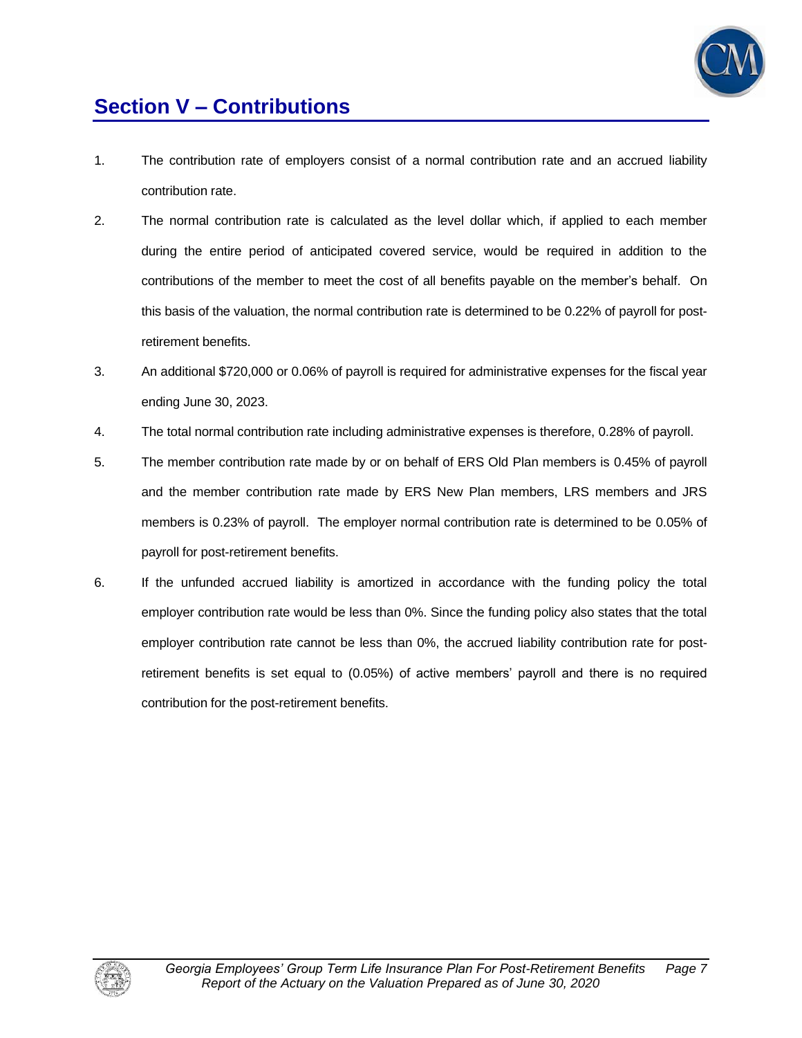## Section V – Contributions

1. The contribution rate of employers consist of a normal contribution rate and an accrued liability contribution rate.
2. The normal contribution rate is calculated as the level dollar which, if applied to each member during the entire period of anticipated covered service, would be required in addition to the contributions of the member to meet the cost of all benefits payable on the member's behalf. On this basis of the valuation, the normal contribution rate is determined to be 0.22% of payroll for post-retirement benefits.
3. An additional $720,000 or 0.06% of payroll is required for administrative expenses for the fiscal year ending June 30, 2023.
4. The total normal contribution rate including administrative expenses is therefore, 0.28% of payroll.
5. The member contribution rate made by or on behalf of ERS Old Plan members is 0.45% of payroll and the member contribution rate made by ERS New Plan members, LRS members and JRS members is 0.23% of payroll. The employer normal contribution rate is determined to be 0.05% of payroll for post-retirement benefits.
6. If the unfunded accrued liability is amortized in accordance with the funding policy the total employer contribution rate would be less than 0%. Since the funding policy also states that the total employer contribution rate cannot be less than 0%, the accrued liability contribution rate for post-retirement benefits is set equal to (0.05%) of active members' payroll and there is no required contribution for the post-retirement benefits.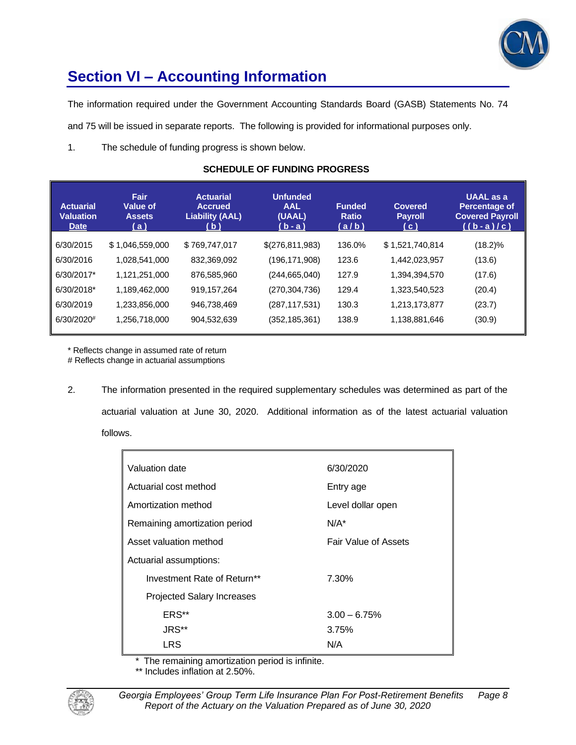## Section VI – Accounting Information

The information required under the Government Accounting Standards Board (GASB) Statements No. 74 and 75 will be issued in separate reports. The following is provided for informational purposes only.

1. The schedule of funding progress is shown below.

**SCHEDULE OF FUNDING PROGRESS**

| Actuarial Valuation Date | Fair Value of Assets (a) | Actuarial Accrued Liability (AAL) (b) | Unfunded AAL (UAAL) (b - a) | Funded Ratio (a / b) | Covered Payroll (c) | UAAL as a Percentage of Covered Payroll ((b - a) / c) |
|---|---|---|---|---|---|---|
| 6/30/2015 | $ 1,046,559,000 | $ 769,747,017 | $(276,811,983) | 136.0% | $ 1,521,740,814 | (18.2)% |
| 6/30/2016 | 1,028,541,000 | 832,369,092 | (196,171,908) | 123.6 | 1,442,023,957 | (13.6) |
| 6/30/2017* | 1,121,251,000 | 876,585,960 | (244,665,040) | 127.9 | 1,394,394,570 | (17.6) |
| 6/30/2018* | 1,189,462,000 | 919,157,264 | (270,304,736) | 129.4 | 1,323,540,523 | (20.4) |
| 6/30/2019 | 1,233,856,000 | 946,738,469 | (287,117,531) | 130.3 | 1,213,173,877 | (23.7) |
| 6/30/2020# | 1,256,718,000 | 904,532,639 | (352,185,361) | 138.9 | 1,138,881,646 | (30.9) |

\* Reflects change in assumed rate of return
\# Reflects change in actuarial assumptions

2. The information presented in the required supplementary schedules was determined as part of the actuarial valuation at June 30, 2020. Additional information as of the latest actuarial valuation follows.

| | |
|---|---|
| Valuation date | 6/30/2020 |
| Actuarial cost method | Entry age |
| Amortization method | Level dollar open |
| Remaining amortization period | N/A* |
| Asset valuation method | Fair Value of Assets |
| Actuarial assumptions: | |
| Investment Rate of Return** | 7.30% |
| Projected Salary Increases | |
| ERS** | 3.00 – 6.75% |
| JRS** | 3.75% |
| LRS | N/A |

\* The remaining amortization period is infinite.
** Includes inflation at 2.50%.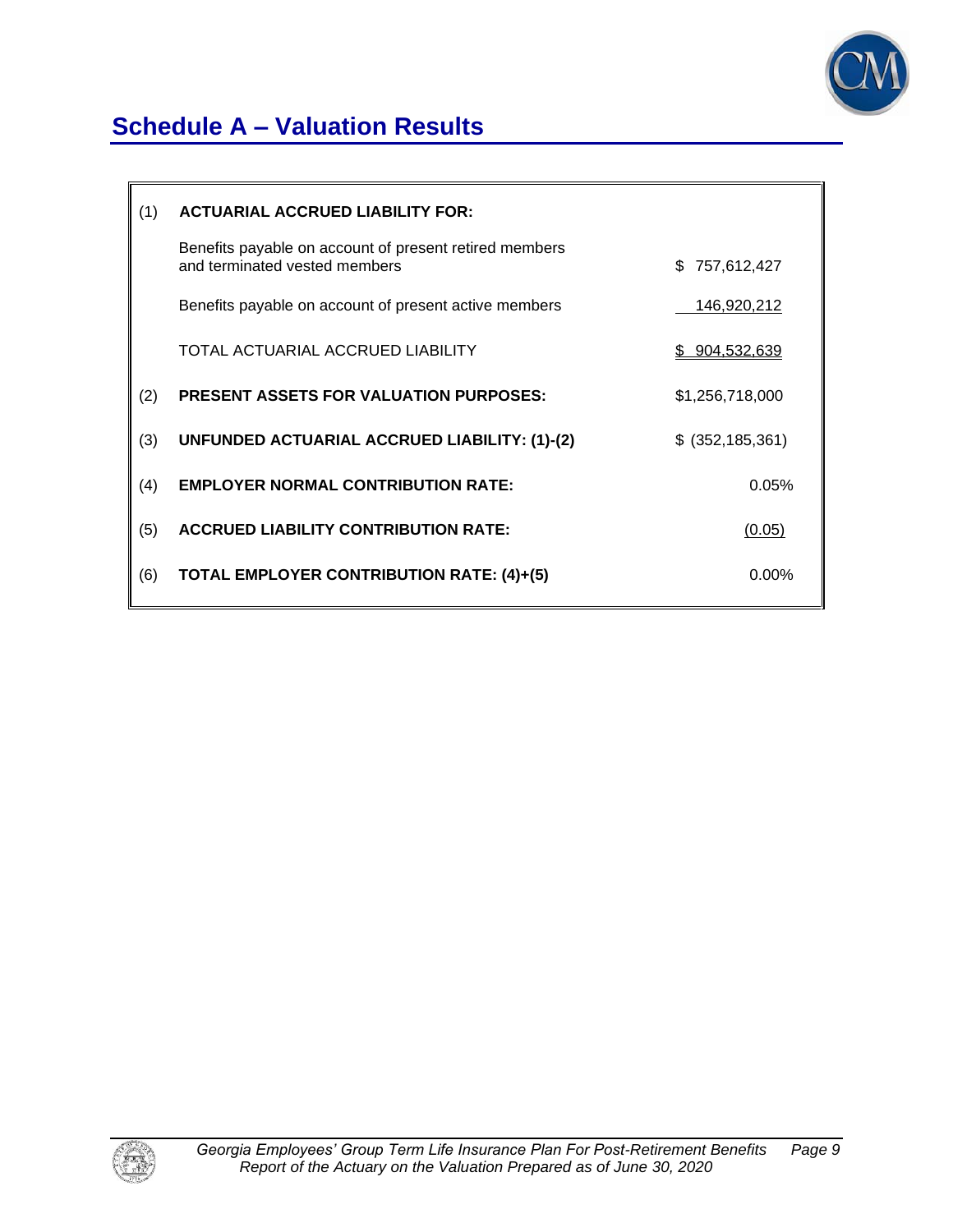# Schedule A – Valuation Results

| | | |
|---|---|---|
| (1) | **ACTUARIAL ACCRUED LIABILITY FOR:** | |
| | Benefits payable on account of present retired members and terminated vested members | $ 757,612,427 |
| | Benefits payable on account of present active members | 146,920,212 |
| | TOTAL ACTUARIAL ACCRUED LIABILITY | $ 904,532,639 |
| (2) | **PRESENT ASSETS FOR VALUATION PURPOSES:** | $1,256,718,000 |
| (3) | **UNFUNDED ACTUARIAL ACCRUED LIABILITY: (1)-(2)** | $ (352,185,361) |
| (4) | **EMPLOYER NORMAL CONTRIBUTION RATE:** | 0.05% |
| (5) | **ACCRUED LIABILITY CONTRIBUTION RATE:** | (0.05) |
| (6) | **TOTAL EMPLOYER CONTRIBUTION RATE: (4)+(5)** | 0.00% |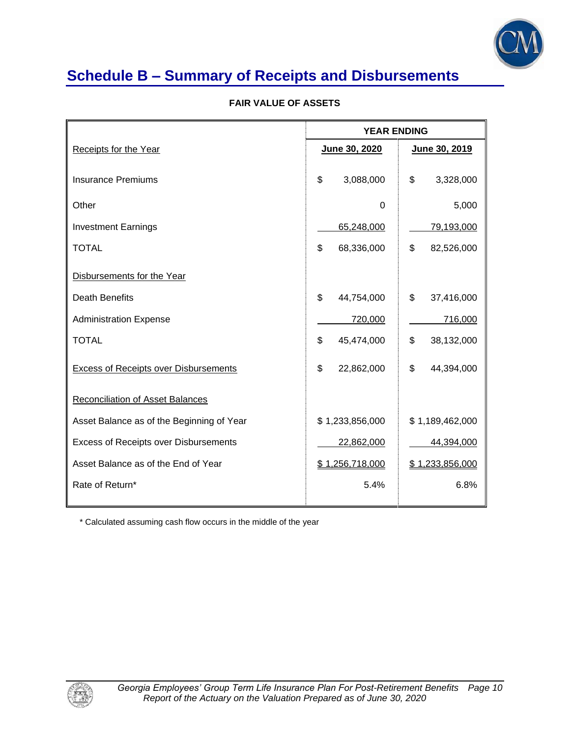## Schedule B – Summary of Receipts and Disbursements

**FAIR VALUE OF ASSETS**

| | YEAR ENDING | |
|---|---|---|
| Receipts for the Year | June 30, 2020 | June 30, 2019 |
| Insurance Premiums | $ 3,088,000 | $ 3,328,000 |
| Other | 0 | 5,000 |
| Investment Earnings | 65,248,000 | 79,193,000 |
| TOTAL | $ 68,336,000 | $ 82,526,000 |
| Disbursements for the Year | | |
| Death Benefits | $ 44,754,000 | $ 37,416,000 |
| Administration Expense | 720,000 | 716,000 |
| TOTAL | $ 45,474,000 | $ 38,132,000 |
| Excess of Receipts over Disbursements | $ 22,862,000 | $ 44,394,000 |
| Reconciliation of Asset Balances | | |
| Asset Balance as of the Beginning of Year | $ 1,233,856,000 | $ 1,189,462,000 |
| Excess of Receipts over Disbursements | 22,862,000 | 44,394,000 |
| Asset Balance as of the End of Year | $ 1,256,718,000 | $ 1,233,856,000 |
| Rate of Return* | 5.4% | 6.8% |

* Calculated assuming cash flow occurs in the middle of the year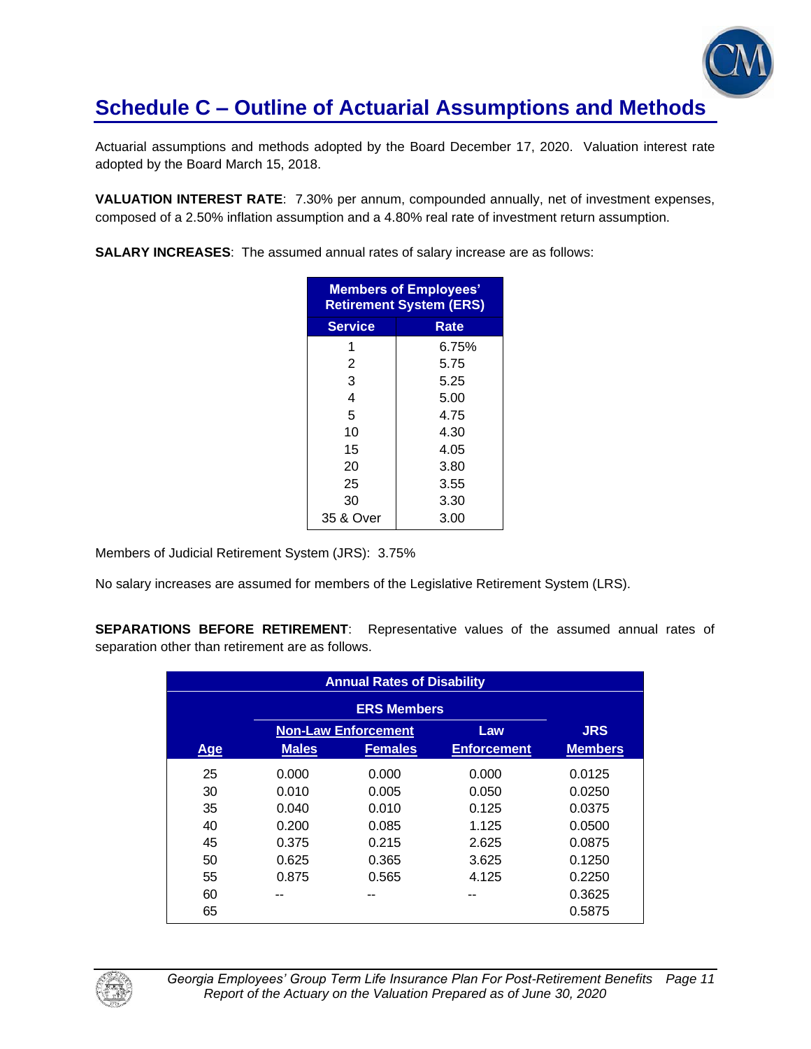# Schedule C – Outline of Actuarial Assumptions and Methods

Actuarial assumptions and methods adopted by the Board December 17, 2020. Valuation interest rate adopted by the Board March 15, 2018.

**VALUATION INTEREST RATE**: 7.30% per annum, compounded annually, net of investment expenses, composed of a 2.50% inflation assumption and a 4.80% real rate of investment return assumption.

**SALARY INCREASES**: The assumed annual rates of salary increase are as follows:

| Members of Employees' Retirement System (ERS) | |
|---|---|
| **Service** | **Rate** |
| 1 | 6.75% |
| 2 | 5.75 |
| 3 | 5.25 |
| 4 | 5.00 |
| 5 | 4.75 |
| 10 | 4.30 |
| 15 | 4.05 |
| 20 | 3.80 |
| 25 | 3.55 |
| 30 | 3.30 |
| 35 & Over | 3.00 |

Members of Judicial Retirement System (JRS): 3.75%

No salary increases are assumed for members of the Legislative Retirement System (LRS).

**SEPARATIONS BEFORE RETIREMENT**: Representative values of the assumed annual rates of separation other than retirement are as follows.

| Annual Rates of Disability | | | | |
|---|---|---|---|---|
| | ERS Members | | | |
| | Non-Law Enforcement | | Law | JRS |
| Age | Males | Females | Enforcement | Members |
| 25 | 0.000 | 0.000 | 0.000 | 0.0125 |
| 30 | 0.010 | 0.005 | 0.050 | 0.0250 |
| 35 | 0.040 | 0.010 | 0.125 | 0.0375 |
| 40 | 0.200 | 0.085 | 1.125 | 0.0500 |
| 45 | 0.375 | 0.215 | 2.625 | 0.0875 |
| 50 | 0.625 | 0.365 | 3.625 | 0.1250 |
| 55 | 0.875 | 0.565 | 4.125 | 0.2250 |
| 60 | -- | -- | -- | 0.3625 |
| 65 | | | | 0.5875 |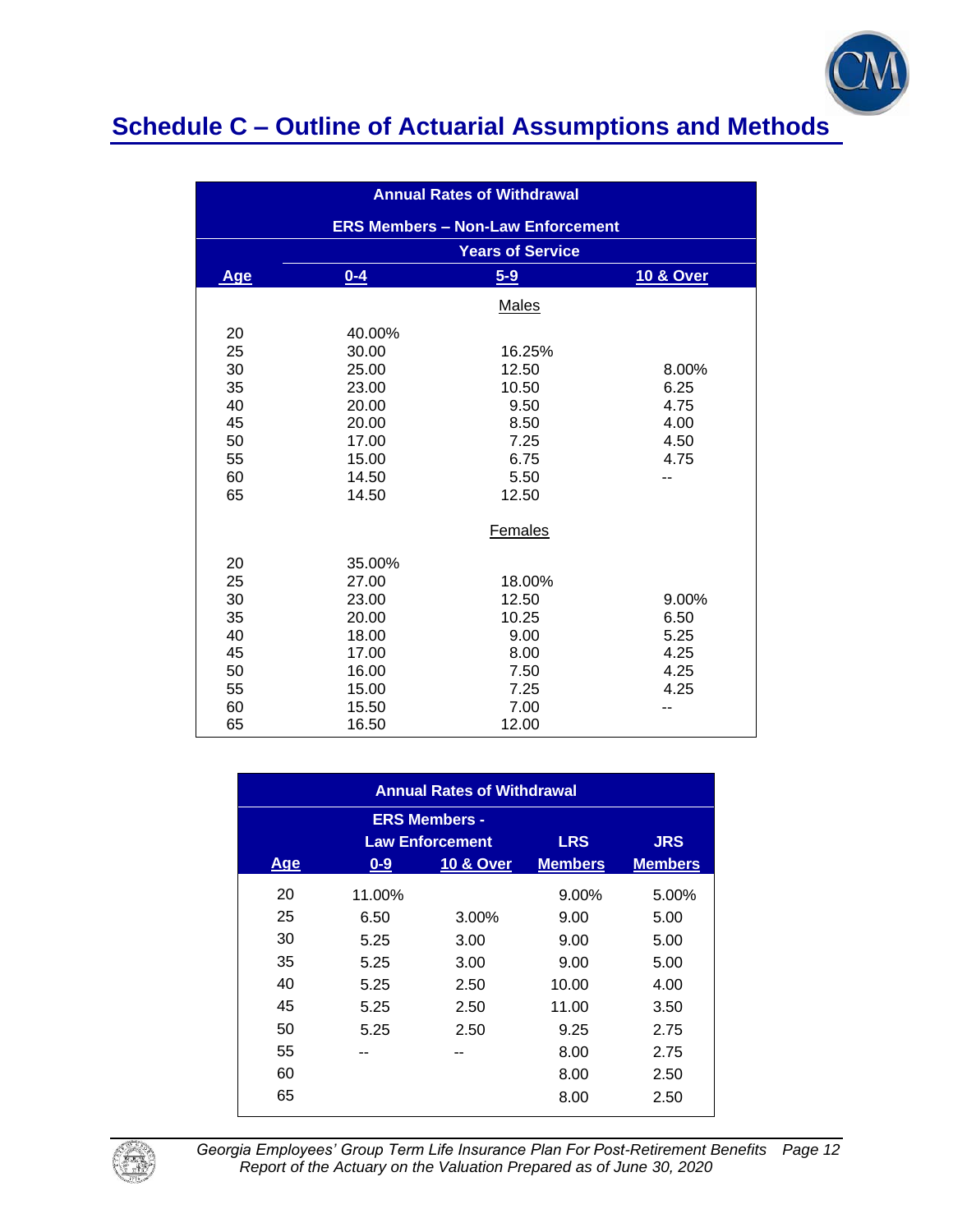## Schedule C – Outline of Actuarial Assumptions and Methods

**Annual Rates of Withdrawal**

**ERS Members – Non-Law Enforcement**

| Age | Years of Service 0-4 | 5-9 | 10 & Over |
|---|---|---|---|
| **Males** | | | |
| 20 | 40.00% | | |
| 25 | 30.00 | 16.25% | |
| 30 | 25.00 | 12.50 | 8.00% |
| 35 | 23.00 | 10.50 | 6.25 |
| 40 | 20.00 | 9.50 | 4.75 |
| 45 | 20.00 | 8.50 | 4.00 |
| 50 | 17.00 | 7.25 | 4.50 |
| 55 | 15.00 | 6.75 | 4.75 |
| 60 | 14.50 | 5.50 | -- |
| 65 | 14.50 | 12.50 | |
| **Females** | | | |
| 20 | 35.00% | | |
| 25 | 27.00 | 18.00% | |
| 30 | 23.00 | 12.50 | 9.00% |
| 35 | 20.00 | 10.25 | 6.50 |
| 40 | 18.00 | 9.00 | 5.25 |
| 45 | 17.00 | 8.00 | 4.25 |
| 50 | 16.00 | 7.50 | 4.25 |
| 55 | 15.00 | 7.25 | 4.25 |
| 60 | 15.50 | 7.00 | -- |
| 65 | 16.50 | 12.00 | |

**Annual Rates of Withdrawal**

| Age | ERS Members - Law Enforcement 0-9 | ERS Members - Law Enforcement 10 & Over | LRS Members | JRS Members |
|---|---|---|---|---|
| 20 | 11.00% | | 9.00% | 5.00% |
| 25 | 6.50 | 3.00% | 9.00 | 5.00 |
| 30 | 5.25 | 3.00 | 9.00 | 5.00 |
| 35 | 5.25 | 3.00 | 9.00 | 5.00 |
| 40 | 5.25 | 2.50 | 10.00 | 4.00 |
| 45 | 5.25 | 2.50 | 11.00 | 3.50 |
| 50 | 5.25 | 2.50 | 9.25 | 2.75 |
| 55 | -- | -- | 8.00 | 2.75 |
| 60 | | | 8.00 | 2.50 |
| 65 | | | 8.00 | 2.50 |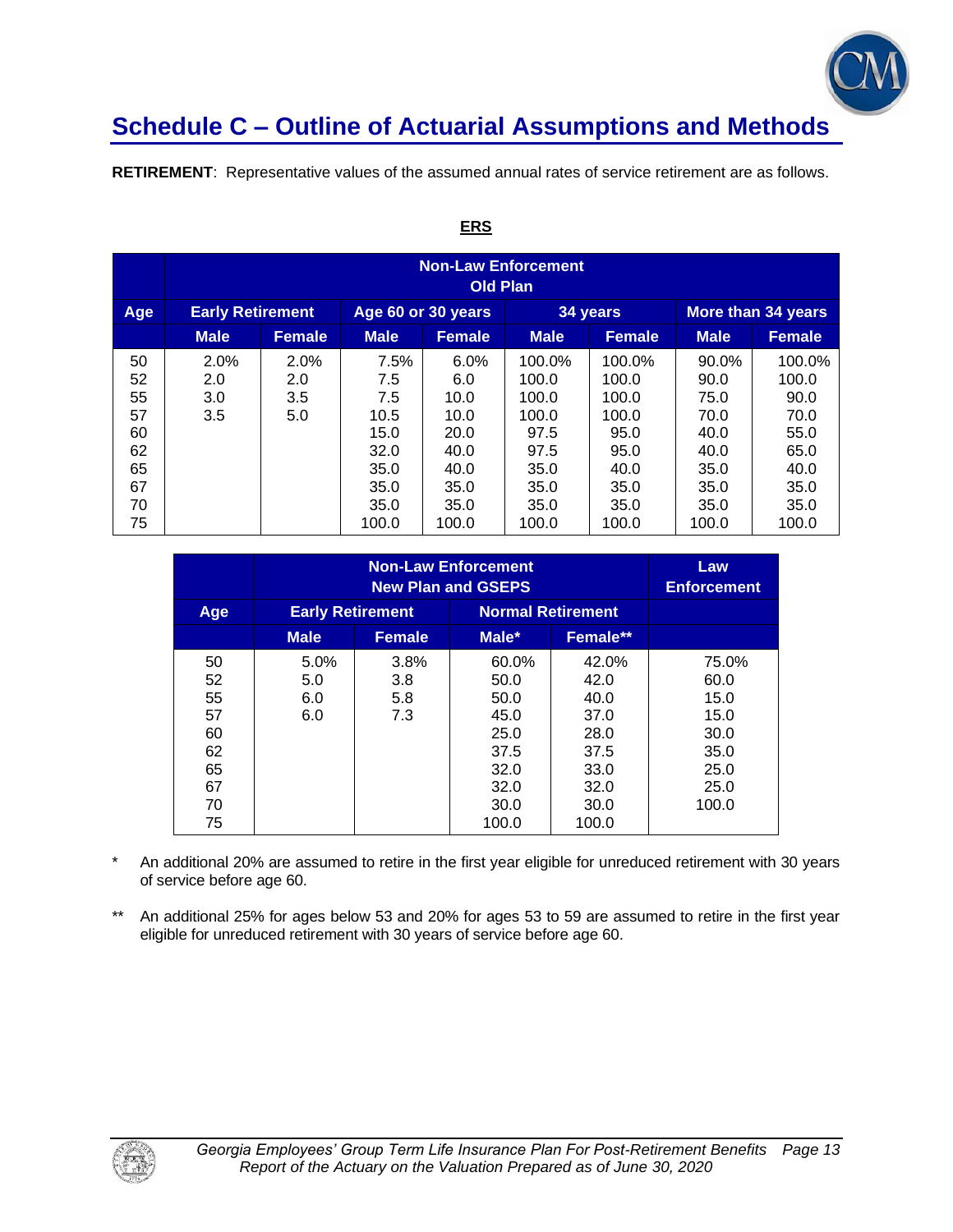## Schedule C – Outline of Actuarial Assumptions and Methods

**RETIREMENT**: Representative values of the assumed annual rates of service retirement are as follows.

**ERS**

| | Non-Law Enforcement Old Plan | | | | | | | |
|---|---|---|---|---|---|---|---|---|
| Age | Early Retirement | | Age 60 or 30 years | | 34 years | | More than 34 years | |
| | Male | Female | Male | Female | Male | Female | Male | Female |
| 50 | 2.0% | 2.0% | 7.5% | 6.0% | 100.0% | 100.0% | 90.0% | 100.0% |
| 52 | 2.0 | 2.0 | 7.5 | 6.0 | 100.0 | 100.0 | 90.0 | 100.0 |
| 55 | 3.0 | 3.5 | 7.5 | 10.0 | 100.0 | 100.0 | 75.0 | 90.0 |
| 57 | 3.5 | 5.0 | 10.5 | 10.0 | 100.0 | 100.0 | 70.0 | 70.0 |
| 60 | | | 15.0 | 20.0 | 97.5 | 95.0 | 40.0 | 55.0 |
| 62 | | | 32.0 | 40.0 | 97.5 | 95.0 | 40.0 | 65.0 |
| 65 | | | 35.0 | 40.0 | 35.0 | 40.0 | 35.0 | 40.0 |
| 67 | | | 35.0 | 35.0 | 35.0 | 35.0 | 35.0 | 35.0 |
| 70 | | | 35.0 | 35.0 | 35.0 | 35.0 | 35.0 | 35.0 |
| 75 | | | 100.0 | 100.0 | 100.0 | 100.0 | 100.0 | 100.0 |

| | Non-Law Enforcement New Plan and GSEPS | | | | Law Enforcement |
|---|---|---|---|---|---|
| Age | Early Retirement | | Normal Retirement | | |
| | Male | Female | Male* | Female** | |
| 50 | 5.0% | 3.8% | 60.0% | 42.0% | 75.0% |
| 52 | 5.0 | 3.8 | 50.0 | 42.0 | 60.0 |
| 55 | 6.0 | 5.8 | 50.0 | 40.0 | 15.0 |
| 57 | 6.0 | 7.3 | 45.0 | 37.0 | 15.0 |
| 60 | | | 25.0 | 28.0 | 30.0 |
| 62 | | | 37.5 | 37.5 | 35.0 |
| 65 | | | 32.0 | 33.0 | 25.0 |
| 67 | | | 32.0 | 32.0 | 25.0 |
| 70 | | | 30.0 | 30.0 | 100.0 |
| 75 | | | 100.0 | 100.0 | |

\* An additional 20% are assumed to retire in the first year eligible for unreduced retirement with 30 years of service before age 60.

\*\* An additional 25% for ages below 53 and 20% for ages 53 to 59 are assumed to retire in the first year eligible for unreduced retirement with 30 years of service before age 60.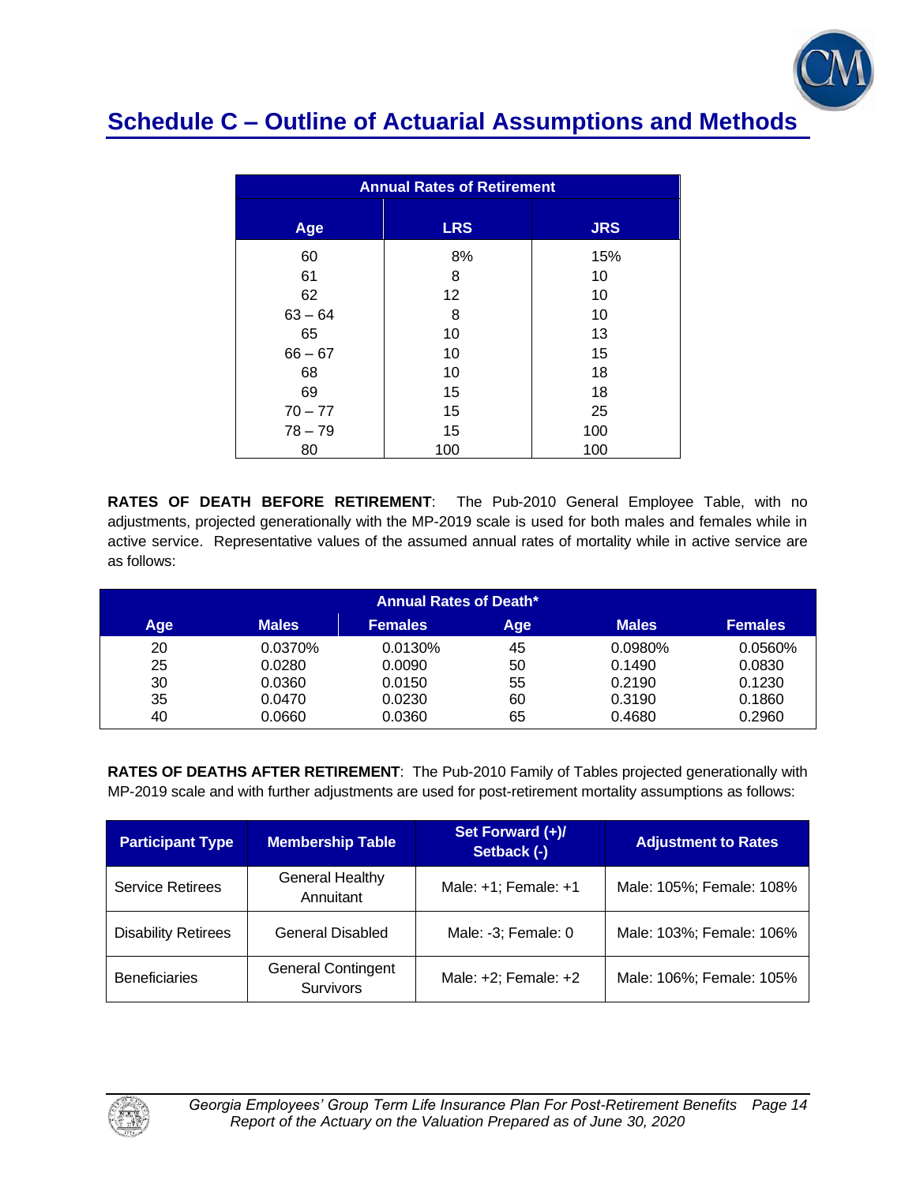## Schedule C – Outline of Actuarial Assumptions and Methods

| Annual Rates of Retirement | | |
|---|---|---|
| **Age** | **LRS** | **JRS** |
| 60 | 8% | 15% |
| 61 | 8 | 10 |
| 62 | 12 | 10 |
| 63 – 64 | 8 | 10 |
| 65 | 10 | 13 |
| 66 – 67 | 10 | 15 |
| 68 | 10 | 18 |
| 69 | 15 | 18 |
| 70 – 77 | 15 | 25 |
| 78 – 79 | 15 | 100 |
| 80 | 100 | 100 |

**RATES OF DEATH BEFORE RETIREMENT**: The Pub-2010 General Employee Table, with no adjustments, projected generationally with the MP-2019 scale is used for both males and females while in active service. Representative values of the assumed annual rates of mortality while in active service are as follows:

| Annual Rates of Death* | | | | | |
|---|---|---|---|---|---|
| **Age** | **Males** | **Females** | **Age** | **Males** | **Females** |
| 20 | 0.0370% | 0.0130% | 45 | 0.0980% | 0.0560% |
| 25 | 0.0280 | 0.0090 | 50 | 0.1490 | 0.0830 |
| 30 | 0.0360 | 0.0150 | 55 | 0.2190 | 0.1230 |
| 35 | 0.0470 | 0.0230 | 60 | 0.3190 | 0.1860 |
| 40 | 0.0660 | 0.0360 | 65 | 0.4680 | 0.2960 |

**RATES OF DEATHS AFTER RETIREMENT**: The Pub-2010 Family of Tables projected generationally with MP-2019 scale and with further adjustments are used for post-retirement mortality assumptions as follows:

| Participant Type | Membership Table | Set Forward (+)/ Setback (-) | Adjustment to Rates |
|---|---|---|---|
| Service Retirees | General Healthy Annuitant | Male: +1; Female: +1 | Male: 105%; Female: 108% |
| Disability Retirees | General Disabled | Male: -3; Female: 0 | Male: 103%; Female: 106% |
| Beneficiaries | General Contingent Survivors | Male: +2; Female: +2 | Male: 106%; Female: 105% |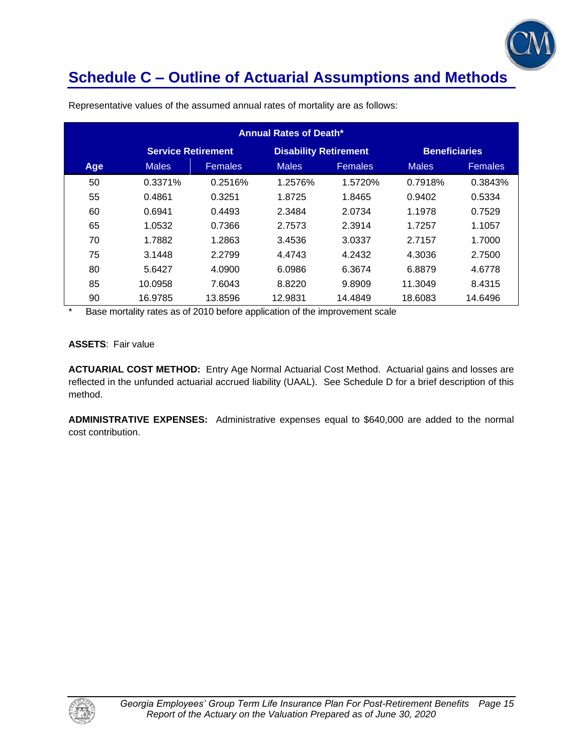# Schedule C – Outline of Actuarial Assumptions and Methods

Representative values of the assumed annual rates of mortality are as follows:

| | Annual Rates of Death* | | | | | |
|---|---|---|---|---|---|---|
| | **Service Retirement** | | **Disability Retirement** | | **Beneficiaries** | |
| **Age** | Males | Females | Males | Females | Males | Females |
| 50 | 0.3371% | 0.2516% | 1.2576% | 1.5720% | 0.7918% | 0.3843% |
| 55 | 0.4861 | 0.3251 | 1.8725 | 1.8465 | 0.9402 | 0.5334 |
| 60 | 0.6941 | 0.4493 | 2.3484 | 2.0734 | 1.1978 | 0.7529 |
| 65 | 1.0532 | 0.7366 | 2.7573 | 2.3914 | 1.7257 | 1.1057 |
| 70 | 1.7882 | 1.2863 | 3.4536 | 3.0337 | 2.7157 | 1.7000 |
| 75 | 3.1448 | 2.2799 | 4.4743 | 4.2432 | 4.3036 | 2.7500 |
| 80 | 5.6427 | 4.0900 | 6.0986 | 6.3674 | 6.8879 | 4.6778 |
| 85 | 10.0958 | 7.6043 | 8.8220 | 9.8909 | 11.3049 | 8.4315 |
| 90 | 16.9785 | 13.8596 | 12.9831 | 14.4849 | 18.6083 | 14.6496 |

\* Base mortality rates as of 2010 before application of the improvement scale

**ASSETS**: Fair value

**ACTUARIAL COST METHOD:** Entry Age Normal Actuarial Cost Method. Actuarial gains and losses are reflected in the unfunded actuarial accrued liability (UAAL). See Schedule D for a brief description of this method.

**ADMINISTRATIVE EXPENSES:** Administrative expenses equal to $640,000 are added to the normal cost contribution.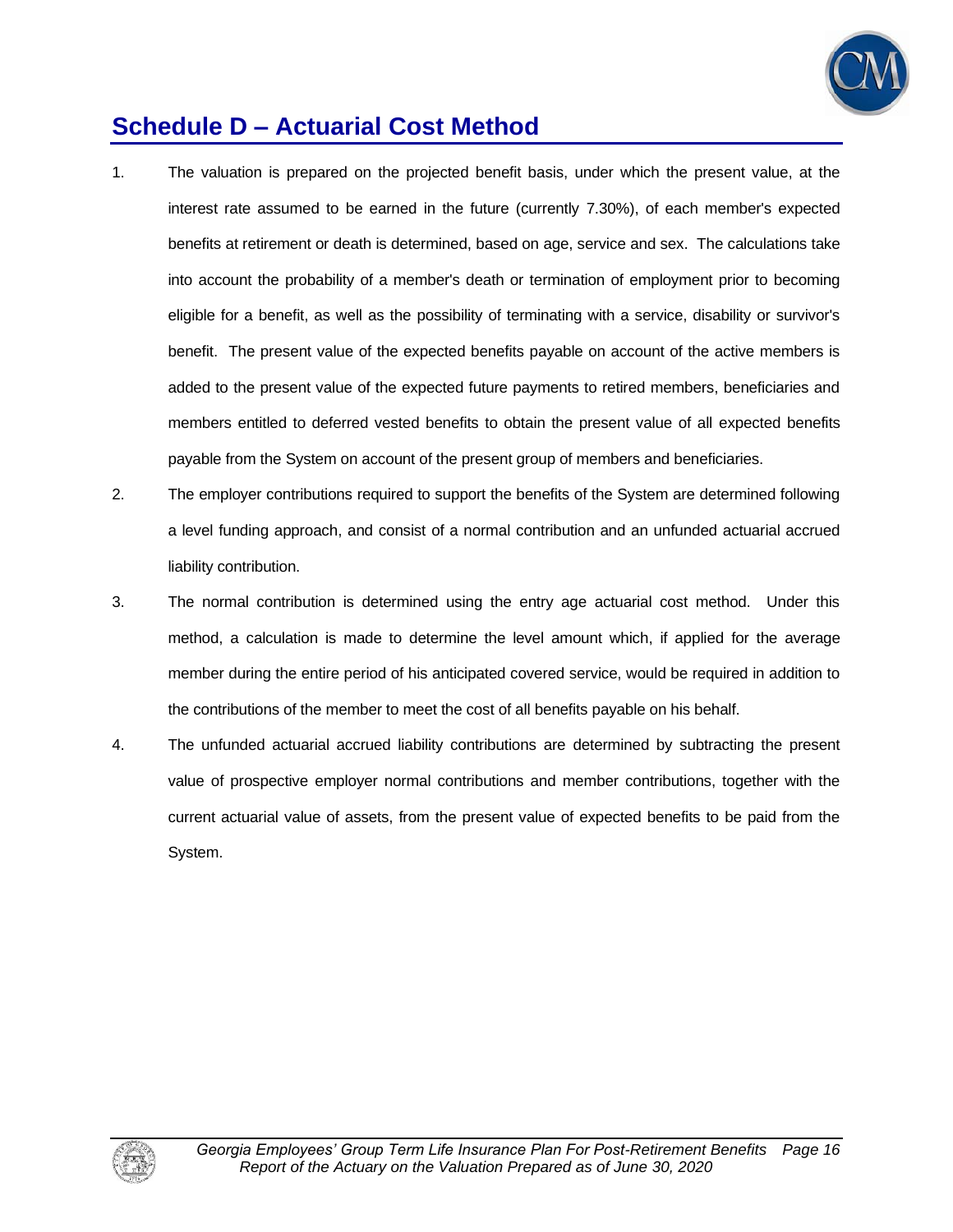## Schedule D – Actuarial Cost Method

1. The valuation is prepared on the projected benefit basis, under which the present value, at the interest rate assumed to be earned in the future (currently 7.30%), of each member's expected benefits at retirement or death is determined, based on age, service and sex. The calculations take into account the probability of a member's death or termination of employment prior to becoming eligible for a benefit, as well as the possibility of terminating with a service, disability or survivor's benefit. The present value of the expected benefits payable on account of the active members is added to the present value of the expected future payments to retired members, beneficiaries and members entitled to deferred vested benefits to obtain the present value of all expected benefits payable from the System on account of the present group of members and beneficiaries.

2. The employer contributions required to support the benefits of the System are determined following a level funding approach, and consist of a normal contribution and an unfunded actuarial accrued liability contribution.

3. The normal contribution is determined using the entry age actuarial cost method. Under this method, a calculation is made to determine the level amount which, if applied for the average member during the entire period of his anticipated covered service, would be required in addition to the contributions of the member to meet the cost of all benefits payable on his behalf.

4. The unfunded actuarial accrued liability contributions are determined by subtracting the present value of prospective employer normal contributions and member contributions, together with the current actuarial value of assets, from the present value of expected benefits to be paid from the System.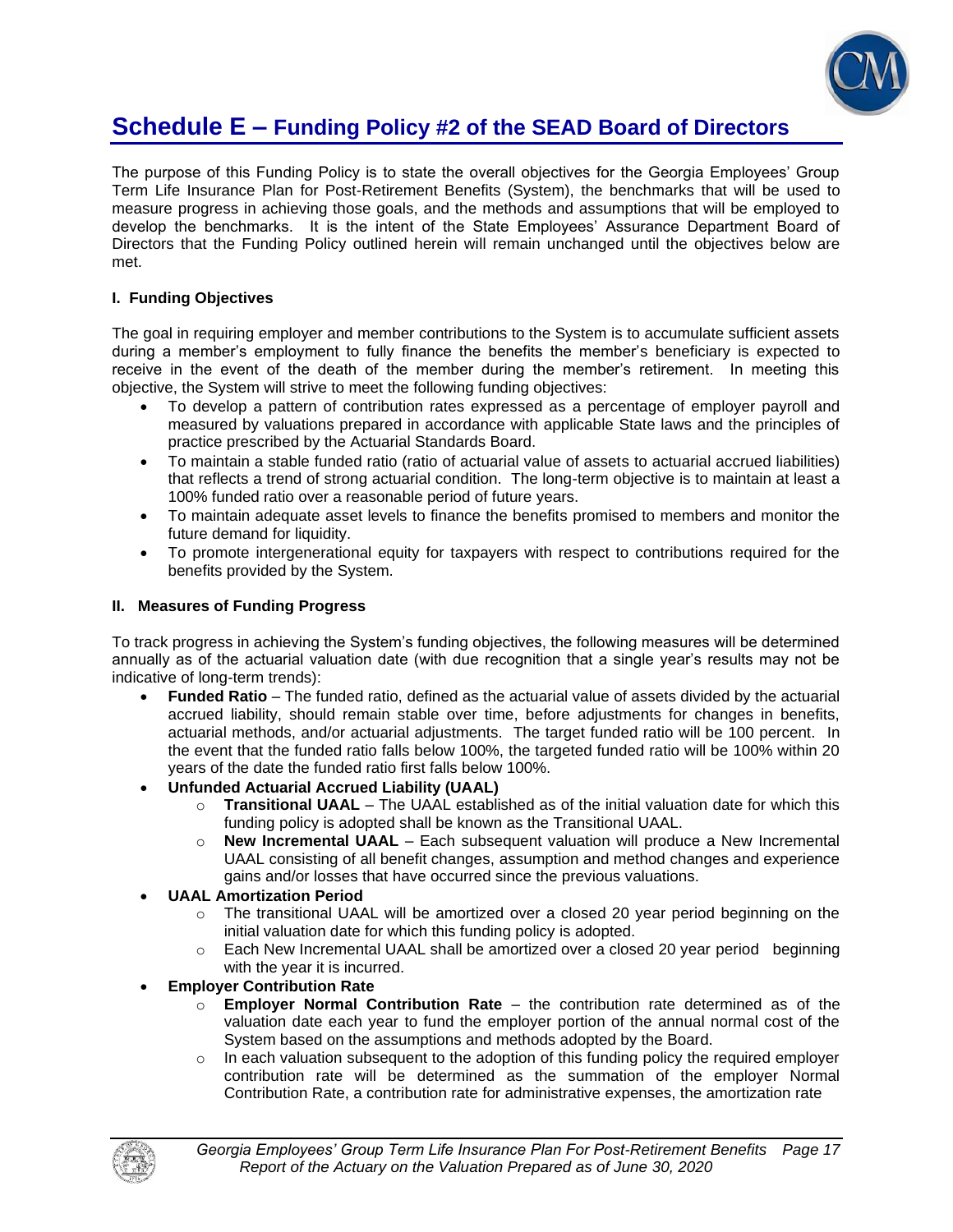# Schedule E – Funding Policy #2 of the SEAD Board of Directors

The purpose of this Funding Policy is to state the overall objectives for the Georgia Employees' Group Term Life Insurance Plan for Post-Retirement Benefits (System), the benchmarks that will be used to measure progress in achieving those goals, and the methods and assumptions that will be employed to develop the benchmarks. It is the intent of the State Employees' Assurance Department Board of Directors that the Funding Policy outlined herein will remain unchanged until the objectives below are met.

**I. Funding Objectives**

The goal in requiring employer and member contributions to the System is to accumulate sufficient assets during a member's employment to fully finance the benefits the member's beneficiary is expected to receive in the event of the death of the member during the member's retirement. In meeting this objective, the System will strive to meet the following funding objectives:

- To develop a pattern of contribution rates expressed as a percentage of employer payroll and measured by valuations prepared in accordance with applicable State laws and the principles of practice prescribed by the Actuarial Standards Board.
- To maintain a stable funded ratio (ratio of actuarial value of assets to actuarial accrued liabilities) that reflects a trend of strong actuarial condition. The long-term objective is to maintain at least a 100% funded ratio over a reasonable period of future years.
- To maintain adequate asset levels to finance the benefits promised to members and monitor the future demand for liquidity.
- To promote intergenerational equity for taxpayers with respect to contributions required for the benefits provided by the System.

**II. Measures of Funding Progress**

To track progress in achieving the System's funding objectives, the following measures will be determined annually as of the actuarial valuation date (with due recognition that a single year's results may not be indicative of long-term trends):

- **Funded Ratio** – The funded ratio, defined as the actuarial value of assets divided by the actuarial accrued liability, should remain stable over time, before adjustments for changes in benefits, actuarial methods, and/or actuarial adjustments. The target funded ratio will be 100 percent. In the event that the funded ratio falls below 100%, the targeted funded ratio will be 100% within 20 years of the date the funded ratio first falls below 100%.
- **Unfunded Actuarial Accrued Liability (UAAL)**
  - **Transitional UAAL** – The UAAL established as of the initial valuation date for which this funding policy is adopted shall be known as the Transitional UAAL.
  - **New Incremental UAAL** – Each subsequent valuation will produce a New Incremental UAAL consisting of all benefit changes, assumption and method changes and experience gains and/or losses that have occurred since the previous valuations.
- **UAAL Amortization Period**
  - The transitional UAAL will be amortized over a closed 20 year period beginning on the initial valuation date for which this funding policy is adopted.
  - Each New Incremental UAAL shall be amortized over a closed 20 year period beginning with the year it is incurred.
- **Employer Contribution Rate**
  - **Employer Normal Contribution Rate** – the contribution rate determined as of the valuation date each year to fund the employer portion of the annual normal cost of the System based on the assumptions and methods adopted by the Board.
  - In each valuation subsequent to the adoption of this funding policy the required employer contribution rate will be determined as the summation of the employer Normal Contribution Rate, a contribution rate for administrative expenses, the amortization rate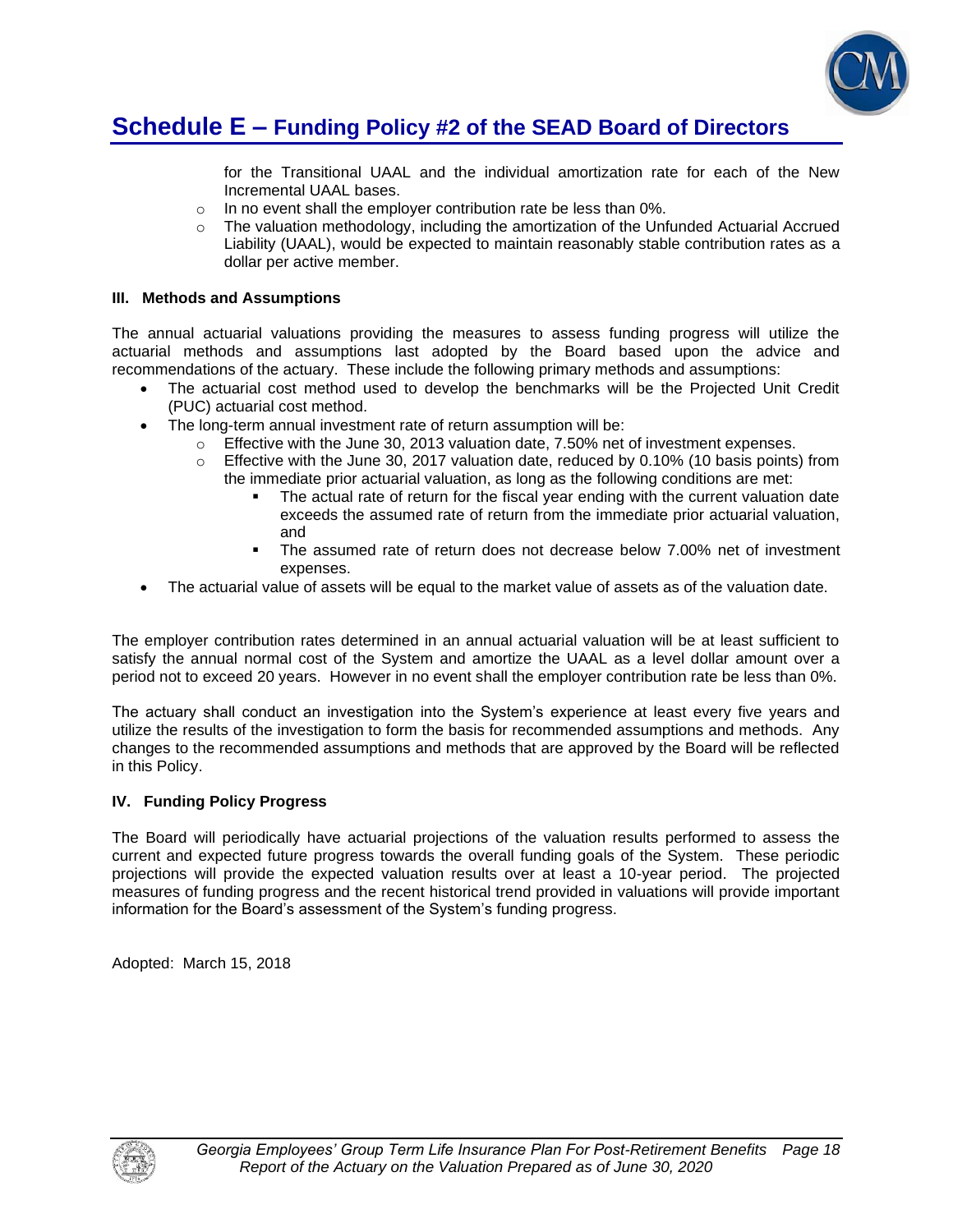## Schedule E – Funding Policy #2 of the SEAD Board of Directors

for the Transitional UAAL and the individual amortization rate for each of the New Incremental UAAL bases.

- In no event shall the employer contribution rate be less than 0%.
- The valuation methodology, including the amortization of the Unfunded Actuarial Accrued Liability (UAAL), would be expected to maintain reasonably stable contribution rates as a dollar per active member.

**III. Methods and Assumptions**

The annual actuarial valuations providing the measures to assess funding progress will utilize the actuarial methods and assumptions last adopted by the Board based upon the advice and recommendations of the actuary. These include the following primary methods and assumptions:

- The actuarial cost method used to develop the benchmarks will be the Projected Unit Credit (PUC) actuarial cost method.
- The long-term annual investment rate of return assumption will be:
  - Effective with the June 30, 2013 valuation date, 7.50% net of investment expenses.
  - Effective with the June 30, 2017 valuation date, reduced by 0.10% (10 basis points) from the immediate prior actuarial valuation, as long as the following conditions are met:
    - The actual rate of return for the fiscal year ending with the current valuation date exceeds the assumed rate of return from the immediate prior actuarial valuation, and
    - The assumed rate of return does not decrease below 7.00% net of investment expenses.
- The actuarial value of assets will be equal to the market value of assets as of the valuation date.

The employer contribution rates determined in an annual actuarial valuation will be at least sufficient to satisfy the annual normal cost of the System and amortize the UAAL as a level dollar amount over a period not to exceed 20 years. However in no event shall the employer contribution rate be less than 0%.

The actuary shall conduct an investigation into the System's experience at least every five years and utilize the results of the investigation to form the basis for recommended assumptions and methods. Any changes to the recommended assumptions and methods that are approved by the Board will be reflected in this Policy.

**IV. Funding Policy Progress**

The Board will periodically have actuarial projections of the valuation results performed to assess the current and expected future progress towards the overall funding goals of the System. These periodic projections will provide the expected valuation results over at least a 10-year period. The projected measures of funding progress and the recent historical trend provided in valuations will provide important information for the Board's assessment of the System's funding progress.

Adopted: March 15, 2018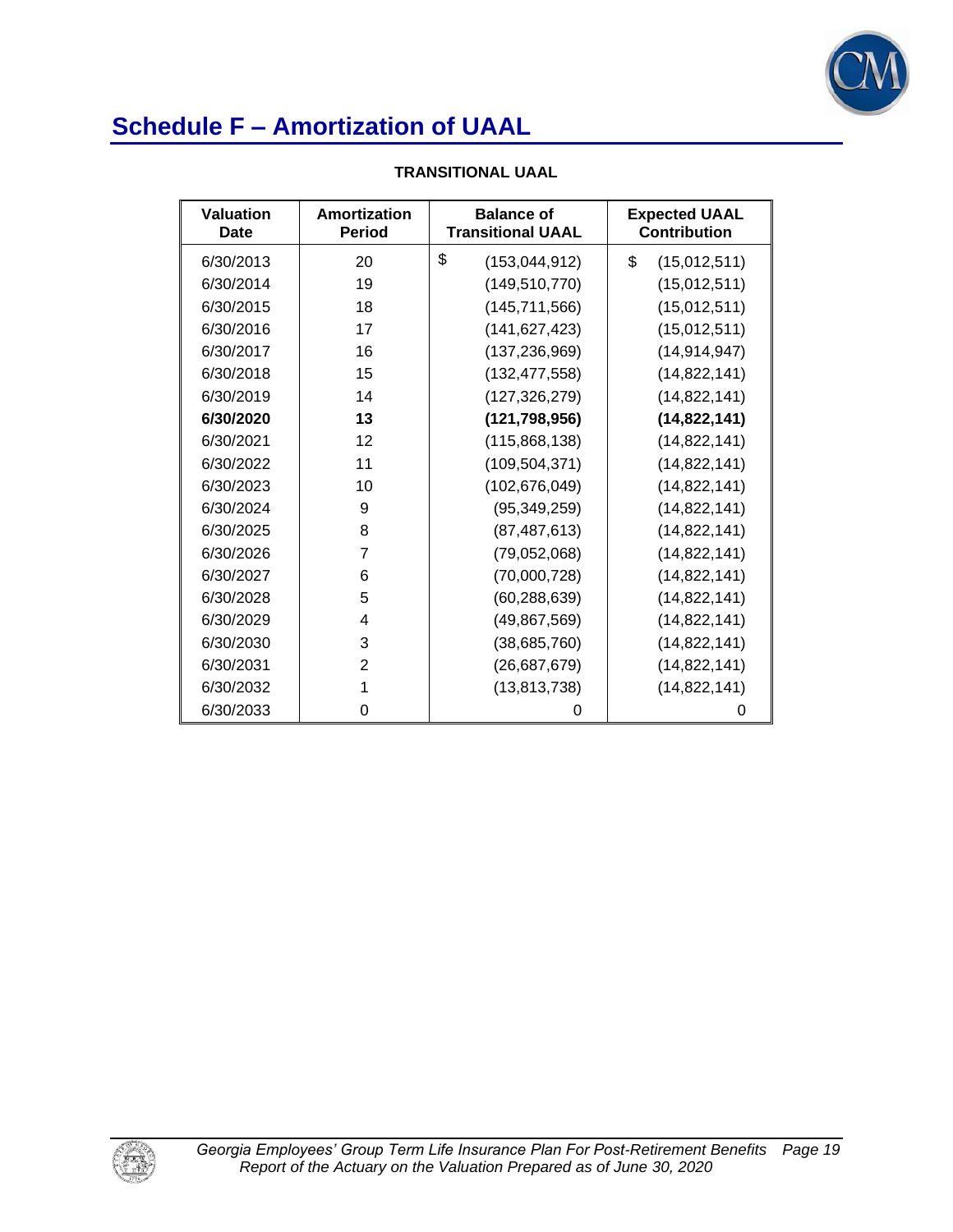# Schedule F – Amortization of UAAL

**TRANSITIONAL UAAL**

| Valuation Date | Amortization Period | Balance of Transitional UAAL | Expected UAAL Contribution |
|---|---|---|---|
| 6/30/2013 | 20 | $ (153,044,912) | $ (15,012,511) |
| 6/30/2014 | 19 | (149,510,770) | (15,012,511) |
| 6/30/2015 | 18 | (145,711,566) | (15,012,511) |
| 6/30/2016 | 17 | (141,627,423) | (15,012,511) |
| 6/30/2017 | 16 | (137,236,969) | (14,914,947) |
| 6/30/2018 | 15 | (132,477,558) | (14,822,141) |
| 6/30/2019 | 14 | (127,326,279) | (14,822,141) |
| **6/30/2020** | **13** | **(121,798,956)** | **(14,822,141)** |
| 6/30/2021 | 12 | (115,868,138) | (14,822,141) |
| 6/30/2022 | 11 | (109,504,371) | (14,822,141) |
| 6/30/2023 | 10 | (102,676,049) | (14,822,141) |
| 6/30/2024 | 9 | (95,349,259) | (14,822,141) |
| 6/30/2025 | 8 | (87,487,613) | (14,822,141) |
| 6/30/2026 | 7 | (79,052,068) | (14,822,141) |
| 6/30/2027 | 6 | (70,000,728) | (14,822,141) |
| 6/30/2028 | 5 | (60,288,639) | (14,822,141) |
| 6/30/2029 | 4 | (49,867,569) | (14,822,141) |
| 6/30/2030 | 3 | (38,685,760) | (14,822,141) |
| 6/30/2031 | 2 | (26,687,679) | (14,822,141) |
| 6/30/2032 | 1 | (13,813,738) | (14,822,141) |
| 6/30/2033 | 0 | 0 | 0 |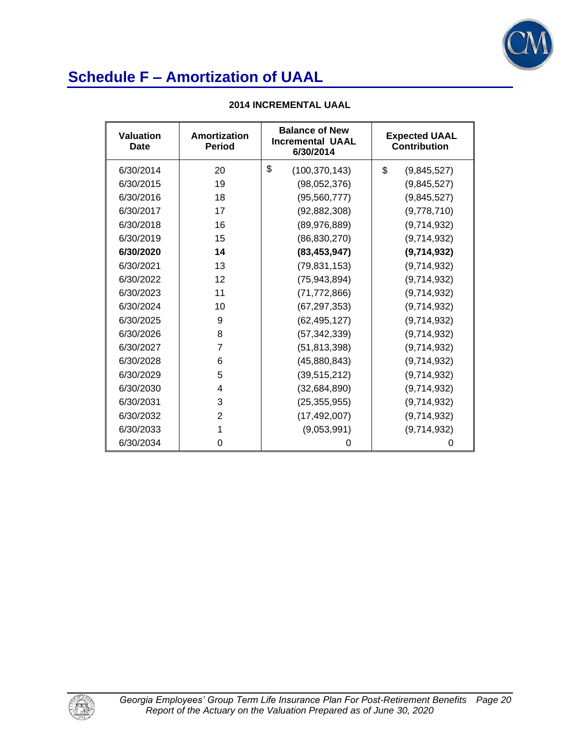# Schedule F – Amortization of UAAL

**2014 INCREMENTAL UAAL**

| Valuation Date | Amortization Period | Balance of New Incremental UAAL 6/30/2014 | Expected UAAL Contribution |
|---|---|---|---|
| 6/30/2014 | 20 | $ (100,370,143) | $ (9,845,527) |
| 6/30/2015 | 19 | (98,052,376) | (9,845,527) |
| 6/30/2016 | 18 | (95,560,777) | (9,845,527) |
| 6/30/2017 | 17 | (92,882,308) | (9,778,710) |
| 6/30/2018 | 16 | (89,976,889) | (9,714,932) |
| 6/30/2019 | 15 | (86,830,270) | (9,714,932) |
| **6/30/2020** | **14** | **(83,453,947)** | **(9,714,932)** |
| 6/30/2021 | 13 | (79,831,153) | (9,714,932) |
| 6/30/2022 | 12 | (75,943,894) | (9,714,932) |
| 6/30/2023 | 11 | (71,772,866) | (9,714,932) |
| 6/30/2024 | 10 | (67,297,353) | (9,714,932) |
| 6/30/2025 | 9 | (62,495,127) | (9,714,932) |
| 6/30/2026 | 8 | (57,342,339) | (9,714,932) |
| 6/30/2027 | 7 | (51,813,398) | (9,714,932) |
| 6/30/2028 | 6 | (45,880,843) | (9,714,932) |
| 6/30/2029 | 5 | (39,515,212) | (9,714,932) |
| 6/30/2030 | 4 | (32,684,890) | (9,714,932) |
| 6/30/2031 | 3 | (25,355,955) | (9,714,932) |
| 6/30/2032 | 2 | (17,492,007) | (9,714,932) |
| 6/30/2033 | 1 | (9,053,991) | (9,714,932) |
| 6/30/2034 | 0 | 0 | 0 |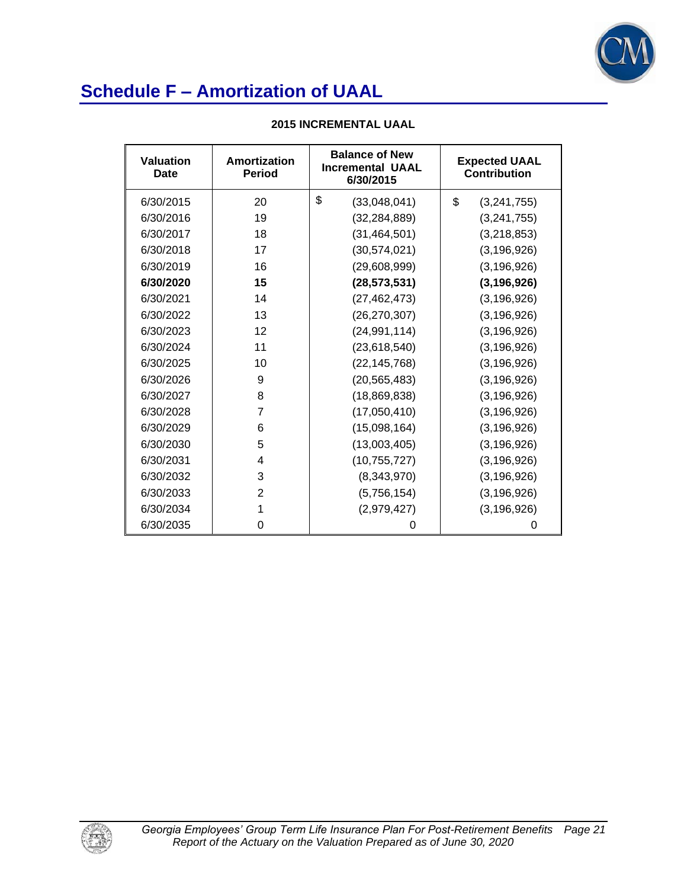## Schedule F – Amortization of UAAL

**2015 INCREMENTAL UAAL**

| Valuation Date | Amortization Period | Balance of New Incremental UAAL 6/30/2015 | Expected UAAL Contribution |
|---|---|---|---|
| 6/30/2015 | 20 | $ (33,048,041) | $ (3,241,755) |
| 6/30/2016 | 19 | (32,284,889) | (3,241,755) |
| 6/30/2017 | 18 | (31,464,501) | (3,218,853) |
| 6/30/2018 | 17 | (30,574,021) | (3,196,926) |
| 6/30/2019 | 16 | (29,608,999) | (3,196,926) |
| **6/30/2020** | **15** | **(28,573,531)** | **(3,196,926)** |
| 6/30/2021 | 14 | (27,462,473) | (3,196,926) |
| 6/30/2022 | 13 | (26,270,307) | (3,196,926) |
| 6/30/2023 | 12 | (24,991,114) | (3,196,926) |
| 6/30/2024 | 11 | (23,618,540) | (3,196,926) |
| 6/30/2025 | 10 | (22,145,768) | (3,196,926) |
| 6/30/2026 | 9 | (20,565,483) | (3,196,926) |
| 6/30/2027 | 8 | (18,869,838) | (3,196,926) |
| 6/30/2028 | 7 | (17,050,410) | (3,196,926) |
| 6/30/2029 | 6 | (15,098,164) | (3,196,926) |
| 6/30/2030 | 5 | (13,003,405) | (3,196,926) |
| 6/30/2031 | 4 | (10,755,727) | (3,196,926) |
| 6/30/2032 | 3 | (8,343,970) | (3,196,926) |
| 6/30/2033 | 2 | (5,756,154) | (3,196,926) |
| 6/30/2034 | 1 | (2,979,427) | (3,196,926) |
| 6/30/2035 | 0 | 0 | 0 |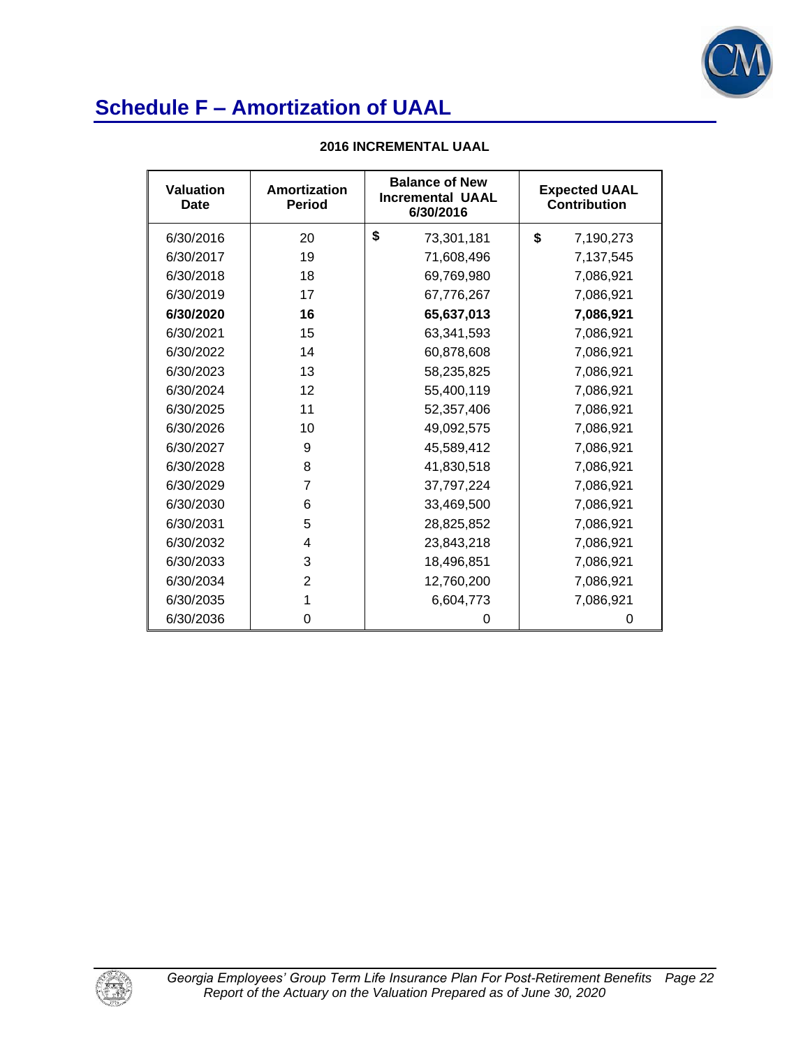# Schedule F – Amortization of UAAL

**2016 INCREMENTAL UAAL**

| Valuation Date | Amortization Period | Balance of New Incremental UAAL 6/30/2016 | Expected UAAL Contribution |
|---|---|---|---|
| 6/30/2016 | 20 | $ 73,301,181 | $ 7,190,273 |
| 6/30/2017 | 19 | 71,608,496 | 7,137,545 |
| 6/30/2018 | 18 | 69,769,980 | 7,086,921 |
| 6/30/2019 | 17 | 67,776,267 | 7,086,921 |
| **6/30/2020** | **16** | **65,637,013** | **7,086,921** |
| 6/30/2021 | 15 | 63,341,593 | 7,086,921 |
| 6/30/2022 | 14 | 60,878,608 | 7,086,921 |
| 6/30/2023 | 13 | 58,235,825 | 7,086,921 |
| 6/30/2024 | 12 | 55,400,119 | 7,086,921 |
| 6/30/2025 | 11 | 52,357,406 | 7,086,921 |
| 6/30/2026 | 10 | 49,092,575 | 7,086,921 |
| 6/30/2027 | 9 | 45,589,412 | 7,086,921 |
| 6/30/2028 | 8 | 41,830,518 | 7,086,921 |
| 6/30/2029 | 7 | 37,797,224 | 7,086,921 |
| 6/30/2030 | 6 | 33,469,500 | 7,086,921 |
| 6/30/2031 | 5 | 28,825,852 | 7,086,921 |
| 6/30/2032 | 4 | 23,843,218 | 7,086,921 |
| 6/30/2033 | 3 | 18,496,851 | 7,086,921 |
| 6/30/2034 | 2 | 12,760,200 | 7,086,921 |
| 6/30/2035 | 1 | 6,604,773 | 7,086,921 |
| 6/30/2036 | 0 | 0 | 0 |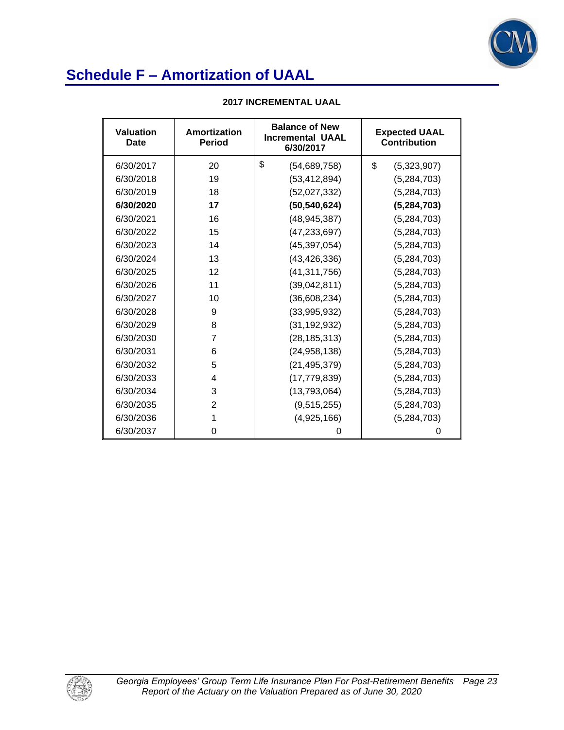# Schedule F – Amortization of UAAL

**2017 INCREMENTAL UAAL**

| Valuation Date | Amortization Period | Balance of New Incremental UAAL 6/30/2017 | Expected UAAL Contribution |
|---|---|---|---|
| 6/30/2017 | 20 | $ (54,689,758) | $ (5,323,907) |
| 6/30/2018 | 19 | (53,412,894) | (5,284,703) |
| 6/30/2019 | 18 | (52,027,332) | (5,284,703) |
| **6/30/2020** | **17** | **(50,540,624)** | **(5,284,703)** |
| 6/30/2021 | 16 | (48,945,387) | (5,284,703) |
| 6/30/2022 | 15 | (47,233,697) | (5,284,703) |
| 6/30/2023 | 14 | (45,397,054) | (5,284,703) |
| 6/30/2024 | 13 | (43,426,336) | (5,284,703) |
| 6/30/2025 | 12 | (41,311,756) | (5,284,703) |
| 6/30/2026 | 11 | (39,042,811) | (5,284,703) |
| 6/30/2027 | 10 | (36,608,234) | (5,284,703) |
| 6/30/2028 | 9 | (33,995,932) | (5,284,703) |
| 6/30/2029 | 8 | (31,192,932) | (5,284,703) |
| 6/30/2030 | 7 | (28,185,313) | (5,284,703) |
| 6/30/2031 | 6 | (24,958,138) | (5,284,703) |
| 6/30/2032 | 5 | (21,495,379) | (5,284,703) |
| 6/30/2033 | 4 | (17,779,839) | (5,284,703) |
| 6/30/2034 | 3 | (13,793,064) | (5,284,703) |
| 6/30/2035 | 2 | (9,515,255) | (5,284,703) |
| 6/30/2036 | 1 | (4,925,166) | (5,284,703) |
| 6/30/2037 | 0 | 0 | 0 |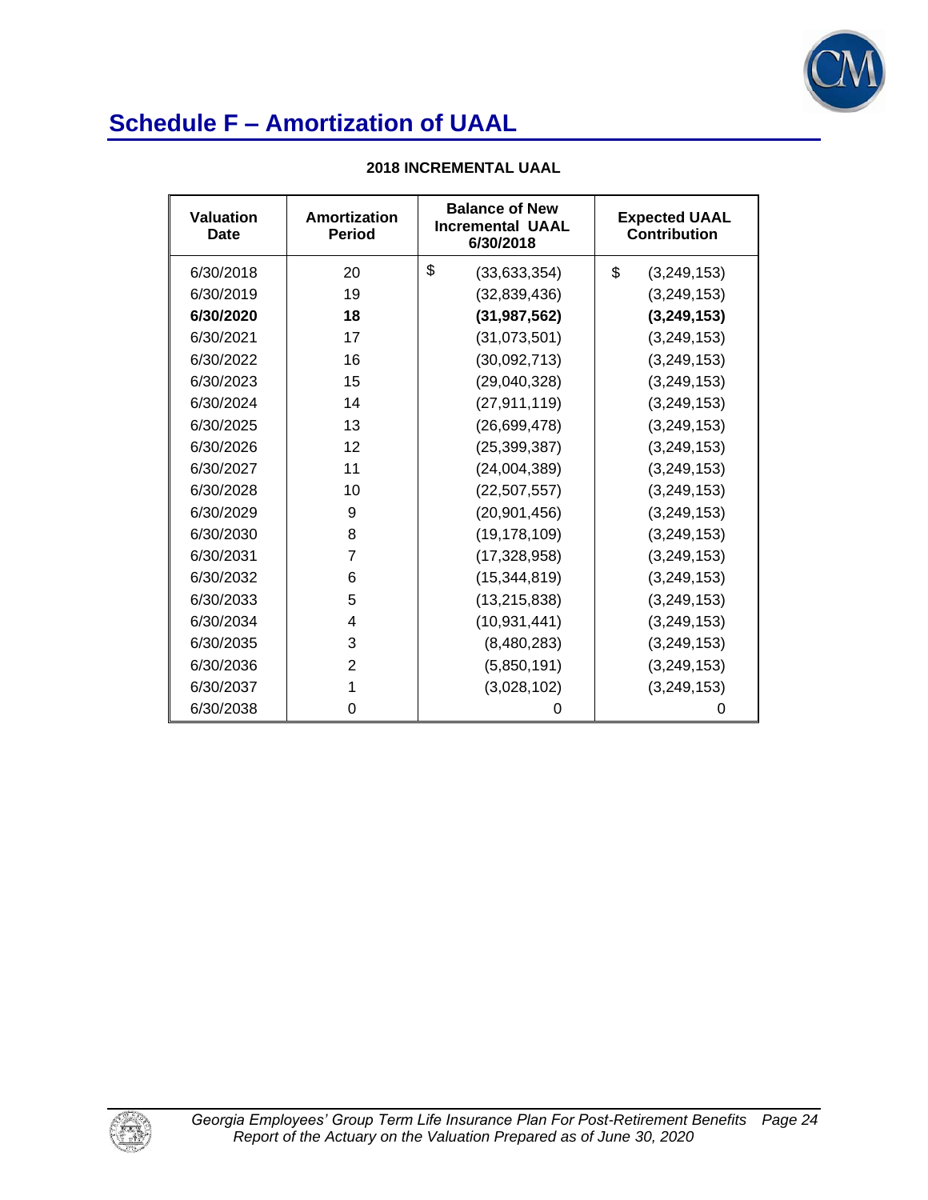# Schedule F – Amortization of UAAL

**2018 INCREMENTAL UAAL**

| Valuation Date | Amortization Period | Balance of New Incremental UAAL 6/30/2018 | Expected UAAL Contribution |
|---|---|---|---|
| 6/30/2018 | 20 | $ (33,633,354) | $ (3,249,153) |
| 6/30/2019 | 19 | (32,839,436) | (3,249,153) |
| **6/30/2020** | **18** | **(31,987,562)** | **(3,249,153)** |
| 6/30/2021 | 17 | (31,073,501) | (3,249,153) |
| 6/30/2022 | 16 | (30,092,713) | (3,249,153) |
| 6/30/2023 | 15 | (29,040,328) | (3,249,153) |
| 6/30/2024 | 14 | (27,911,119) | (3,249,153) |
| 6/30/2025 | 13 | (26,699,478) | (3,249,153) |
| 6/30/2026 | 12 | (25,399,387) | (3,249,153) |
| 6/30/2027 | 11 | (24,004,389) | (3,249,153) |
| 6/30/2028 | 10 | (22,507,557) | (3,249,153) |
| 6/30/2029 | 9 | (20,901,456) | (3,249,153) |
| 6/30/2030 | 8 | (19,178,109) | (3,249,153) |
| 6/30/2031 | 7 | (17,328,958) | (3,249,153) |
| 6/30/2032 | 6 | (15,344,819) | (3,249,153) |
| 6/30/2033 | 5 | (13,215,838) | (3,249,153) |
| 6/30/2034 | 4 | (10,931,441) | (3,249,153) |
| 6/30/2035 | 3 | (8,480,283) | (3,249,153) |
| 6/30/2036 | 2 | (5,850,191) | (3,249,153) |
| 6/30/2037 | 1 | (3,028,102) | (3,249,153) |
| 6/30/2038 | 0 | 0 | 0 |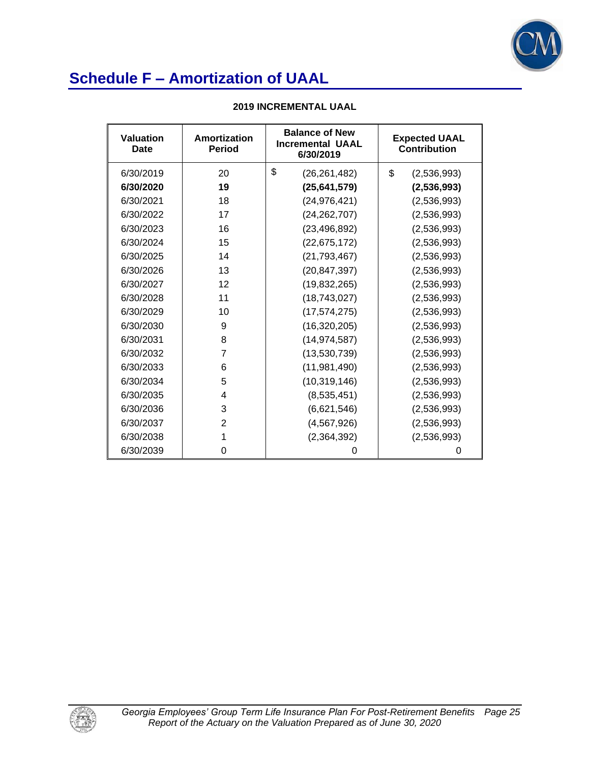# Schedule F – Amortization of UAAL

**2019 INCREMENTAL UAAL**

| Valuation Date | Amortization Period | Balance of New Incremental UAAL 6/30/2019 | Expected UAAL Contribution |
|---|---|---|---|
| 6/30/2019 | 20 | $ (26,261,482) | $ (2,536,993) |
| **6/30/2020** | **19** | **(25,641,579)** | **(2,536,993)** |
| 6/30/2021 | 18 | (24,976,421) | (2,536,993) |
| 6/30/2022 | 17 | (24,262,707) | (2,536,993) |
| 6/30/2023 | 16 | (23,496,892) | (2,536,993) |
| 6/30/2024 | 15 | (22,675,172) | (2,536,993) |
| 6/30/2025 | 14 | (21,793,467) | (2,536,993) |
| 6/30/2026 | 13 | (20,847,397) | (2,536,993) |
| 6/30/2027 | 12 | (19,832,265) | (2,536,993) |
| 6/30/2028 | 11 | (18,743,027) | (2,536,993) |
| 6/30/2029 | 10 | (17,574,275) | (2,536,993) |
| 6/30/2030 | 9 | (16,320,205) | (2,536,993) |
| 6/30/2031 | 8 | (14,974,587) | (2,536,993) |
| 6/30/2032 | 7 | (13,530,739) | (2,536,993) |
| 6/30/2033 | 6 | (11,981,490) | (2,536,993) |
| 6/30/2034 | 5 | (10,319,146) | (2,536,993) |
| 6/30/2035 | 4 | (8,535,451) | (2,536,993) |
| 6/30/2036 | 3 | (6,621,546) | (2,536,993) |
| 6/30/2037 | 2 | (4,567,926) | (2,536,993) |
| 6/30/2038 | 1 | (2,364,392) | (2,536,993) |
| 6/30/2039 | 0 | 0 | 0 |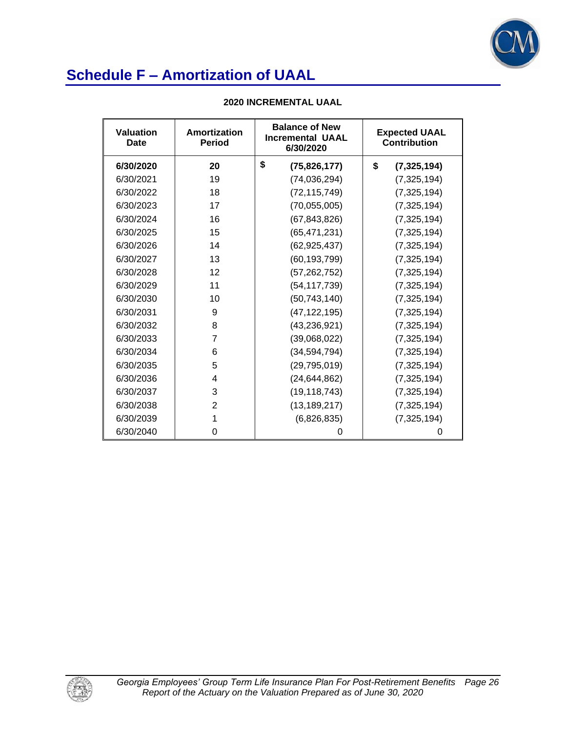# Schedule F – Amortization of UAAL

**2020 INCREMENTAL UAAL**

| Valuation Date | Amortization Period | Balance of New Incremental UAAL 6/30/2020 | Expected UAAL Contribution |
|---|---|---|---|
| **6/30/2020** | **20** | **$ (75,826,177)** | **$ (7,325,194)** |
| 6/30/2021 | 19 | (74,036,294) | (7,325,194) |
| 6/30/2022 | 18 | (72,115,749) | (7,325,194) |
| 6/30/2023 | 17 | (70,055,005) | (7,325,194) |
| 6/30/2024 | 16 | (67,843,826) | (7,325,194) |
| 6/30/2025 | 15 | (65,471,231) | (7,325,194) |
| 6/30/2026 | 14 | (62,925,437) | (7,325,194) |
| 6/30/2027 | 13 | (60,193,799) | (7,325,194) |
| 6/30/2028 | 12 | (57,262,752) | (7,325,194) |
| 6/30/2029 | 11 | (54,117,739) | (7,325,194) |
| 6/30/2030 | 10 | (50,743,140) | (7,325,194) |
| 6/30/2031 | 9 | (47,122,195) | (7,325,194) |
| 6/30/2032 | 8 | (43,236,921) | (7,325,194) |
| 6/30/2033 | 7 | (39,068,022) | (7,325,194) |
| 6/30/2034 | 6 | (34,594,794) | (7,325,194) |
| 6/30/2035 | 5 | (29,795,019) | (7,325,194) |
| 6/30/2036 | 4 | (24,644,862) | (7,325,194) |
| 6/30/2037 | 3 | (19,118,743) | (7,325,194) |
| 6/30/2038 | 2 | (13,189,217) | (7,325,194) |
| 6/30/2039 | 1 | (6,826,835) | (7,325,194) |
| 6/30/2040 | 0 | 0 | 0 |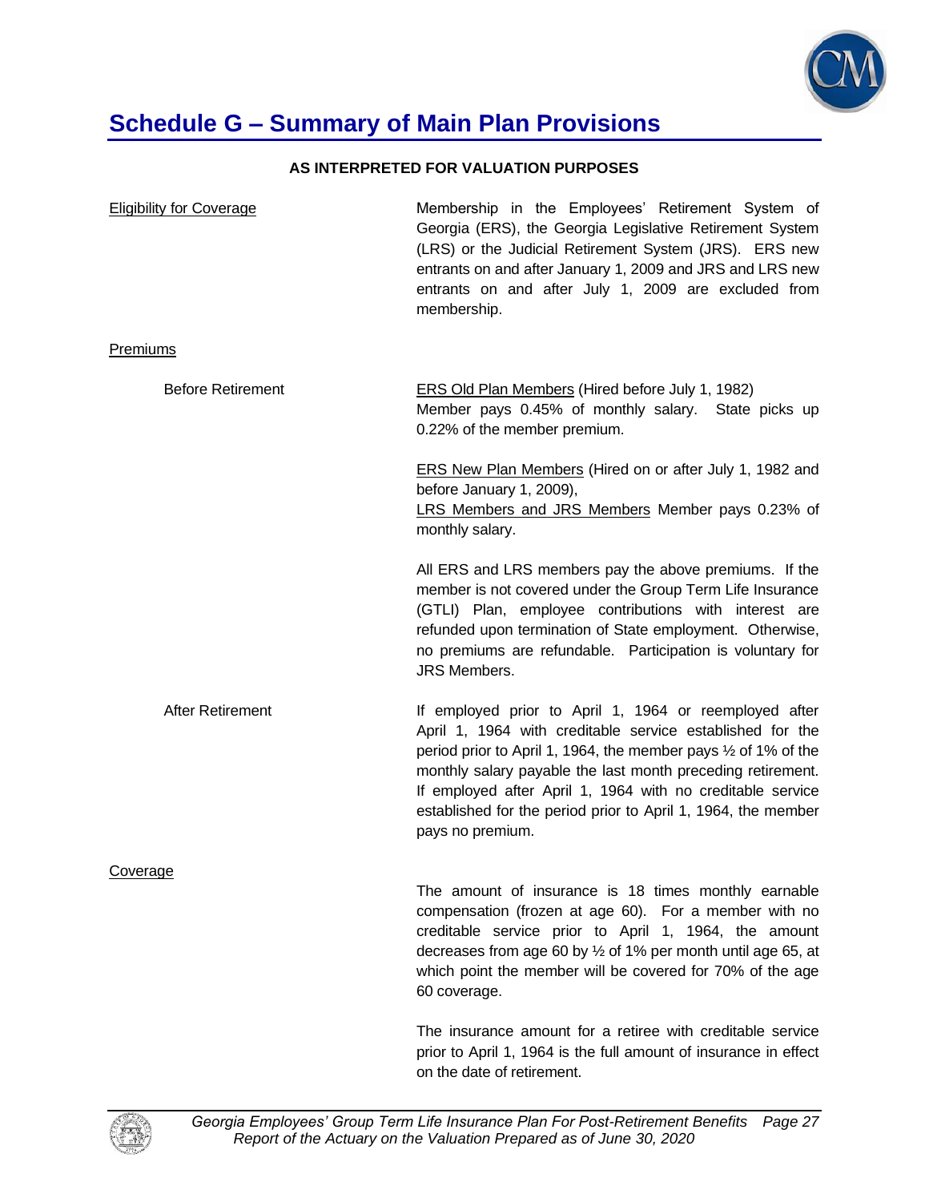# Schedule G – Summary of Main Plan Provisions

**AS INTERPRETED FOR VALUATION PURPOSES**

Eligibility for Coverage

Membership in the Employees' Retirement System of Georgia (ERS), the Georgia Legislative Retirement System (LRS) or the Judicial Retirement System (JRS). ERS new entrants on and after January 1, 2009 and JRS and LRS new entrants on and after July 1, 2009 are excluded from membership.

Premiums

Before Retirement

ERS Old Plan Members (Hired before July 1, 1982)
Member pays 0.45% of monthly salary. State picks up 0.22% of the member premium.

ERS New Plan Members (Hired on or after July 1, 1982 and before January 1, 2009),
LRS Members and JRS Members Member pays 0.23% of monthly salary.

All ERS and LRS members pay the above premiums. If the member is not covered under the Group Term Life Insurance (GTLI) Plan, employee contributions with interest are refunded upon termination of State employment. Otherwise, no premiums are refundable. Participation is voluntary for JRS Members.

After Retirement

If employed prior to April 1, 1964 or reemployed after April 1, 1964 with creditable service established for the period prior to April 1, 1964, the member pays ½ of 1% of the monthly salary payable the last month preceding retirement. If employed after April 1, 1964 with no creditable service established for the period prior to April 1, 1964, the member pays no premium.

Coverage

The amount of insurance is 18 times monthly earnable compensation (frozen at age 60). For a member with no creditable service prior to April 1, 1964, the amount decreases from age 60 by ½ of 1% per month until age 65, at which point the member will be covered for 70% of the age 60 coverage.

The insurance amount for a retiree with creditable service prior to April 1, 1964 is the full amount of insurance in effect on the date of retirement.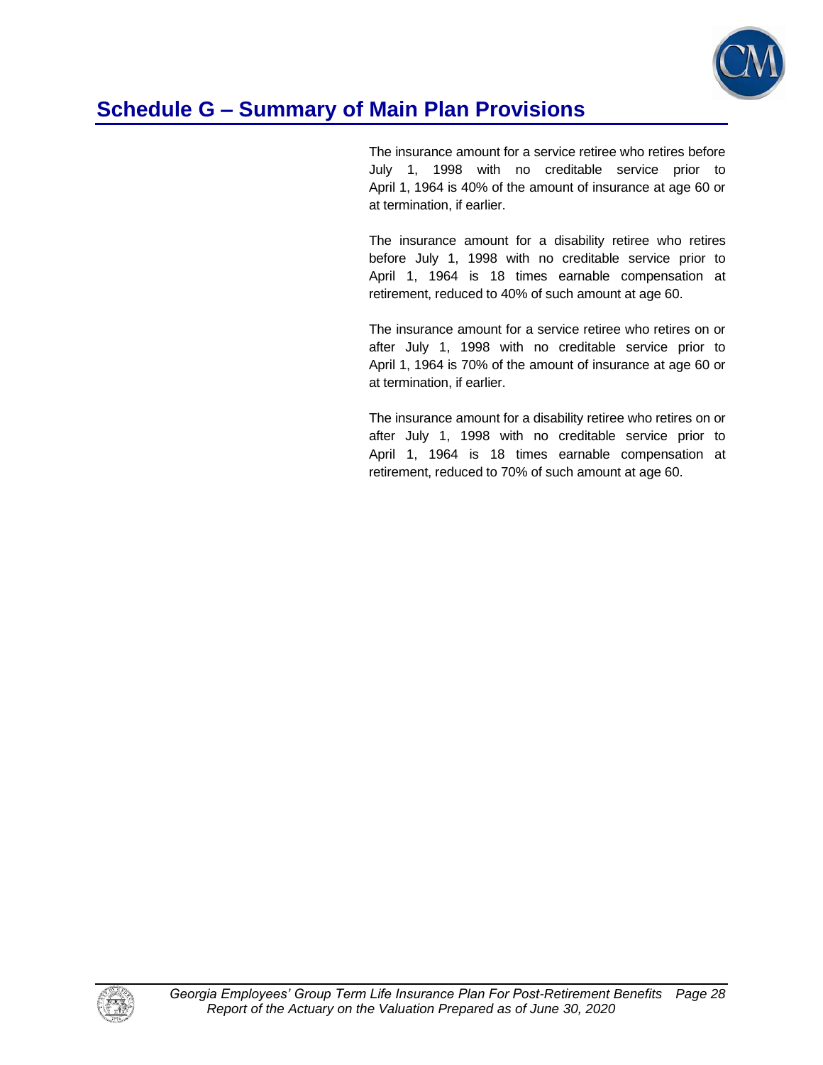## Schedule G – Summary of Main Plan Provisions

The insurance amount for a service retiree who retires before July 1, 1998 with no creditable service prior to April 1, 1964 is 40% of the amount of insurance at age 60 or at termination, if earlier.

The insurance amount for a disability retiree who retires before July 1, 1998 with no creditable service prior to April 1, 1964 is 18 times earnable compensation at retirement, reduced to 40% of such amount at age 60.

The insurance amount for a service retiree who retires on or after July 1, 1998 with no creditable service prior to April 1, 1964 is 70% of the amount of insurance at age 60 or at termination, if earlier.

The insurance amount for a disability retiree who retires on or after July 1, 1998 with no creditable service prior to April 1, 1964 is 18 times earnable compensation at retirement, reduced to 70% of such amount at age 60.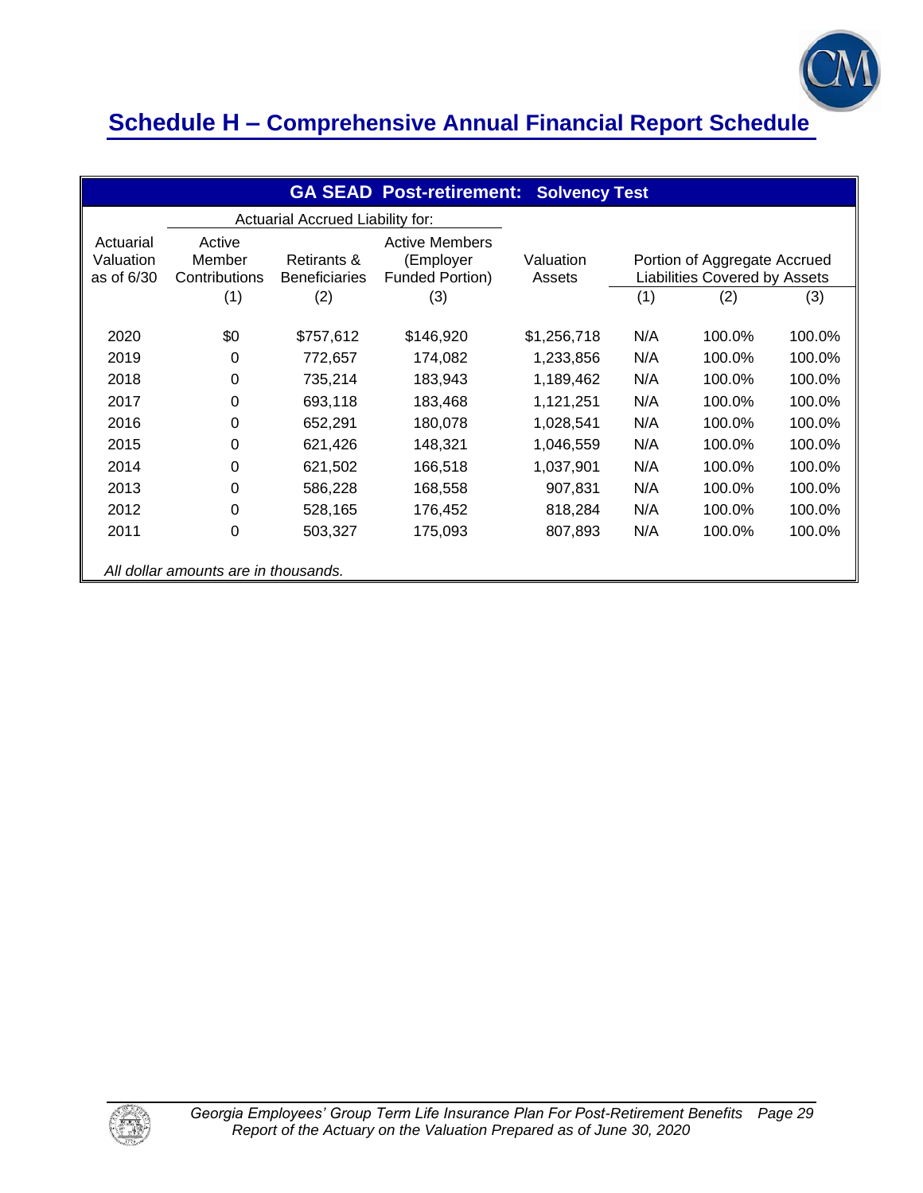# Schedule H – Comprehensive Annual Financial Report Schedule

| GA SEAD Post-retirement: Solvency Test | | | | | | | |
|---|---|---|---|---|---|---|---|
| | Actuarial Accrued Liability for: | | | | | | |
| Actuarial Valuation as of 6/30 | Active Member Contributions (1) | Retirants & Beneficiaries (2) | Active Members (Employer Funded Portion) (3) | Valuation Assets | Portion of Aggregate Accrued Liabilities Covered by Assets (1) | (2) | (3) |
| 2020 | $0 | $757,612 | $146,920 | $1,256,718 | N/A | 100.0% | 100.0% |
| 2019 | 0 | 772,657 | 174,082 | 1,233,856 | N/A | 100.0% | 100.0% |
| 2018 | 0 | 735,214 | 183,943 | 1,189,462 | N/A | 100.0% | 100.0% |
| 2017 | 0 | 693,118 | 183,468 | 1,121,251 | N/A | 100.0% | 100.0% |
| 2016 | 0 | 652,291 | 180,078 | 1,028,541 | N/A | 100.0% | 100.0% |
| 2015 | 0 | 621,426 | 148,321 | 1,046,559 | N/A | 100.0% | 100.0% |
| 2014 | 0 | 621,502 | 166,518 | 1,037,901 | N/A | 100.0% | 100.0% |
| 2013 | 0 | 586,228 | 168,558 | 907,831 | N/A | 100.0% | 100.0% |
| 2012 | 0 | 528,165 | 176,452 | 818,284 | N/A | 100.0% | 100.0% |
| 2011 | 0 | 503,327 | 175,093 | 807,893 | N/A | 100.0% | 100.0% |

*All dollar amounts are in thousands.*